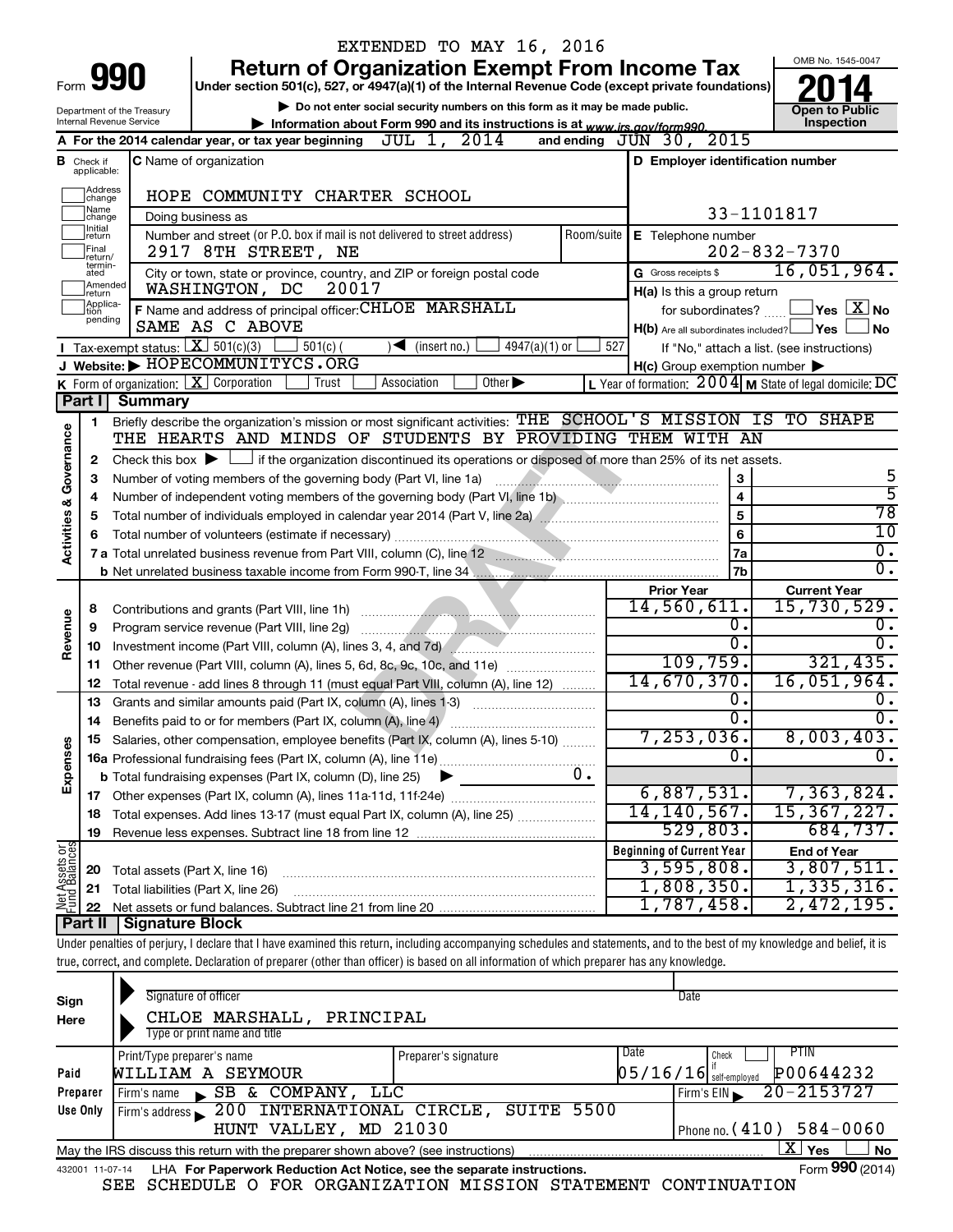EXTENDED TO MAY 16, 2016

# Form 990 — Return of Organization Exempt From Income Tax (2014)

Under section 501(c), 527, or 4947(a)(1) of the Internal Revenue Code (except private foundations)

▶ Do not enter social security numbers on this form as it may be made public.

▶ Information about Form 990 and its instructions is at www.irs.gov/form990.

Department of the Treasury
Internal Revenue Service

OMB No. 1545-0047

**Open to Public Inspection**

**A** For the 2014 calendar year, or tax year beginning JUL 1, 2014 and ending JUN 30, 2015

**B** Check if applicable: Address change, Name change, Initial return, Final return/terminated, Amended return, Application pending

**C** Name of organization: HOPE COMMUNITY CHARTER SCHOOL

Doing business as

Number and street (or P.O. box if mail is not delivered to street address): 2917 8TH STREET, NE — Room/suite

City or town, state or province, country, and ZIP or foreign postal code: WASHINGTON, DC 20017

**D** Employer identification number: 33-1101817

**E** Telephone number: 202-832-7370

**G** Gross receipts $ 16,051,964.

**F** Name and address of principal officer: CHLOE MARSHALL, SAME AS C ABOVE

**H(a)** Is this a group return for subordinates? ☐ Yes ☒ No

**H(b)** Are all subordinates included? ☐ Yes ☐ No — If "No," attach a list. (see instructions)

**H(c)** Group exemption number ▶

**I** Tax-exempt status: ☒ 501(c)(3) ☐ 501(c) ( ) ◀ (insert no.) ☐ 4947(a)(1) or ☐ 527

**J** Website: ▶ HOPECOMMUNITYCS.ORG

**K** Form of organization: ☒ Corporation ☐ Trust ☐ Association ☐ Other ▶

**L** Year of formation: 2004 **M** State of legal domicile: DC

## Part I Summary

**Activities & Governance**

1 Briefly describe the organization's mission or most significant activities: THE SCHOOL'S MISSION IS TO SHAPE THE HEARTS AND MINDS OF STUDENTS BY PROVIDING THEM WITH AN

2 Check this box ▶ ☐ if the organization discontinued its operations or disposed of more than 25% of its net assets.

| | | | |
|---|---|---|---|
| 3 | Number of voting members of the governing body (Part VI, line 1a) | 3 | 5 |
| 4 | Number of independent voting members of the governing body (Part VI, line 1b) | 4 | 5 |
| 5 | Total number of individuals employed in calendar year 2014 (Part V, line 2a) | 5 | 78 |
| 6 | Total number of volunteers (estimate if necessary) | 6 | 10 |
| 7a | Total unrelated business revenue from Part VIII, column (C), line 12 | 7a | 0. |
| b | Net unrelated business taxable income from Form 990-T, line 34 | 7b | 0. |

| | | | Prior Year | Current Year |
|---|---|---|---|---|
| **Revenue** | 8 | Contributions and grants (Part VIII, line 1h) | 14,560,611. | 15,730,529. |
| | 9 | Program service revenue (Part VIII, line 2g) | 0. | 0. |
| | 10 | Investment income (Part VIII, column (A), lines 3, 4, and 7d) | 0. | 0. |
| | 11 | Other revenue (Part VIII, column (A), lines 5, 6d, 8c, 9c, 10c, and 11e) | 109,759. | 321,435. |
| | 12 | Total revenue - add lines 8 through 11 (must equal Part VIII, column (A), line 12) | 14,670,370. | 16,051,964. |
| **Expenses** | 13 | Grants and similar amounts paid (Part IX, column (A), lines 1-3) | 0. | 0. |
| | 14 | Benefits paid to or for members (Part IX, column (A), line 4) | 0. | 0. |
| | 15 | Salaries, other compensation, employee benefits (Part IX, column (A), lines 5-10) | 7,253,036. | 8,003,403. |
| | 16a | Professional fundraising fees (Part IX, column (A), line 11e) | 0. | 0. |
| | b | Total fundraising expenses (Part IX, column (D), line 25) ▶ 0. | | |
| | 17 | Other expenses (Part IX, column (A), lines 11a-11d, 11f-24e) | 6,887,531. | 7,363,824. |
| | 18 | Total expenses. Add lines 13-17 (must equal Part IX, column (A), line 25) | 14,140,567. | 15,367,227. |
| | 19 | Revenue less expenses. Subtract line 18 from line 12 | 529,803. | 684,737. |

| | | | Beginning of Current Year | End of Year |
|---|---|---|---|---|
| **Net Assets or Fund Balances** | 20 | Total assets (Part X, line 16) | 3,595,808. | 3,807,511. |
| | 21 | Total liabilities (Part X, line 26) | 1,808,350. | 1,335,316. |
| | 22 | Net assets or fund balances. Subtract line 21 from line 20 | 1,787,458. | 2,472,195. |

## Part II Signature Block

Under penalties of perjury, I declare that I have examined this return, including accompanying schedules and statements, and to the best of my knowledge and belief, it is true, correct, and complete. Declaration of preparer (other than officer) is based on all information of which preparer has any knowledge.

**Sign Here**

Signature of officer — Date

CHLOE MARSHALL, PRINCIPAL
Type or print name and title

**Paid Preparer Use Only**

| Print/Type preparer's name | Preparer's signature | Date | Check if self-employed | PTIN |
|---|---|---|---|---|
| WILLIAM A SEYMOUR | | 05/16/16 | ☐ | P00644232 |

Firm's name ▶ SB & COMPANY, LLC — Firm's EIN ▶ 20-2153727

Firm's address ▶ 200 INTERNATIONAL CIRCLE, SUITE 5500, HUNT VALLEY, MD 21030 — Phone no. (410) 584-0060

May the IRS discuss this return with the preparer shown above? (see instructions) ☒ Yes ☐ No

432001 11-07-14 LHA For Paperwork Reduction Act Notice, see the separate instructions. Form **990** (2014)

SEE SCHEDULE O FOR ORGANIZATION MISSION STATEMENT CONTINUATION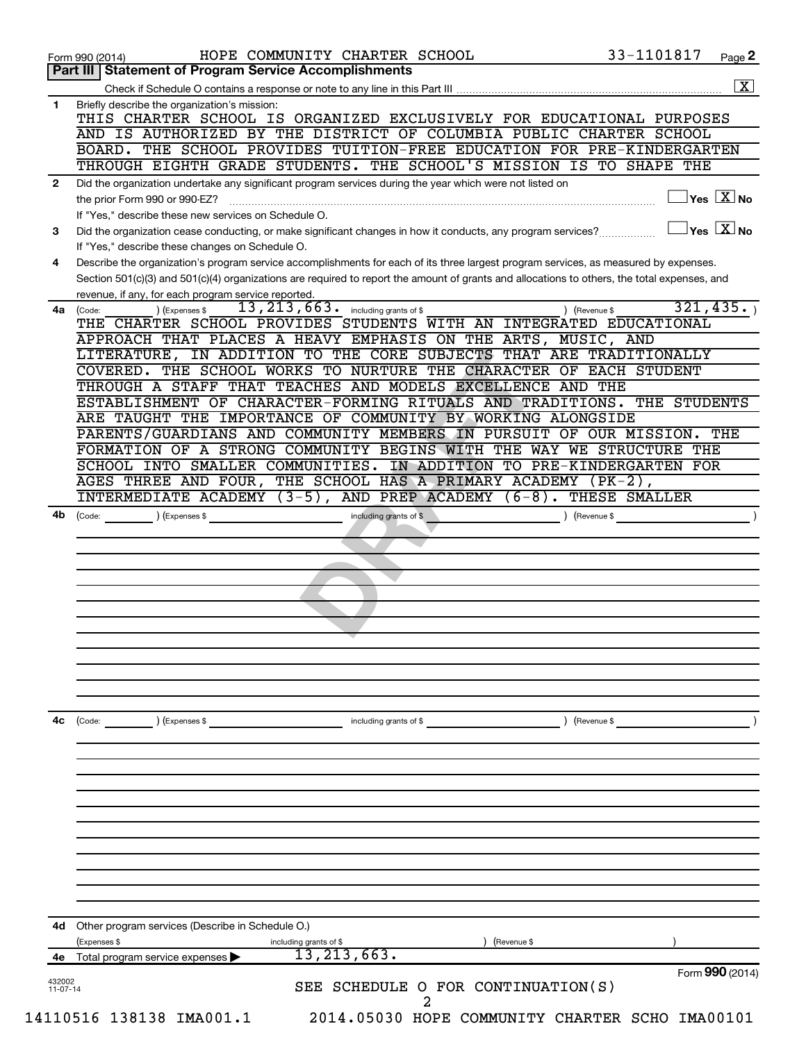Form 990 (2014) HOPE COMMUNITY CHARTER SCHOOL 33-1101817

## Part III | Statement of Program Service Accomplishments

Check if Schedule O contains a response or note to any line in this Part III ..... [X]

**1** Briefly describe the organization's mission:

THIS CHARTER SCHOOL IS ORGANIZED EXCLUSIVELY FOR EDUCATIONAL PURPOSES AND IS AUTHORIZED BY THE DISTRICT OF COLUMBIA PUBLIC CHARTER SCHOOL BOARD. THE SCHOOL PROVIDES TUITION-FREE EDUCATION FOR PRE-KINDERGARTEN THROUGH EIGHTH GRADE STUDENTS. THE SCHOOL'S MISSION IS TO SHAPE THE

**2** Did the organization undertake any significant program services during the year which were not listed on the prior Form 990 or 990-EZ? ..... [ ] Yes [X] No

If "Yes," describe these new services on Schedule O.

**3** Did the organization cease conducting, or make significant changes in how it conducts, any program services? ..... [ ] Yes [X] No

If "Yes," describe these changes on Schedule O.

**4** Describe the organization's program service accomplishments for each of its three largest program services, as measured by expenses. Section 501(c)(3) and 501(c)(4) organizations are required to report the amount of grants and allocations to others, the total expenses, and revenue, if any, for each program service reported.

**4a** (Code: ) (Expenses $ 13,213,663. including grants of $ ) (Revenue $ 321,435. )

THE CHARTER SCHOOL PROVIDES STUDENTS WITH AN INTEGRATED EDUCATIONAL APPROACH THAT PLACES A HEAVY EMPHASIS ON THE ARTS, MUSIC, AND LITERATURE, IN ADDITION TO THE CORE SUBJECTS THAT ARE TRADITIONALLY COVERED. THE SCHOOL WORKS TO NURTURE THE CHARACTER OF EACH STUDENT THROUGH A STAFF THAT TEACHES AND MODELS EXCELLENCE AND THE ESTABLISHMENT OF CHARACTER-FORMING RITUALS AND TRADITIONS. THE STUDENTS ARE TAUGHT THE IMPORTANCE OF COMMUNITY BY WORKING ALONGSIDE PARENTS/GUARDIANS AND COMMUNITY MEMBERS IN PURSUIT OF OUR MISSION. THE FORMATION OF A STRONG COMMUNITY BEGINS WITH THE WAY WE STRUCTURE THE SCHOOL INTO SMALLER COMMUNITIES. IN ADDITION TO PRE-KINDERGARTEN FOR AGES THREE AND FOUR, THE SCHOOL HAS A PRIMARY ACADEMY (PK-2), INTERMEDIATE ACADEMY (3-5), AND PREP ACADEMY (6-8). THESE SMALLER

**4b** (Code: ) (Expenses $ including grants of $ ) (Revenue $ )

**4c** (Code: ) (Expenses $ including grants of $ ) (Revenue $ )

**4d** Other program services (Describe in Schedule O.)

(Expenses $ including grants of $ ) (Revenue $ )

**4e** Total program service expenses ▶ 13,213,663.

Form **990** (2014)

SEE SCHEDULE O FOR CONTINUATION(S)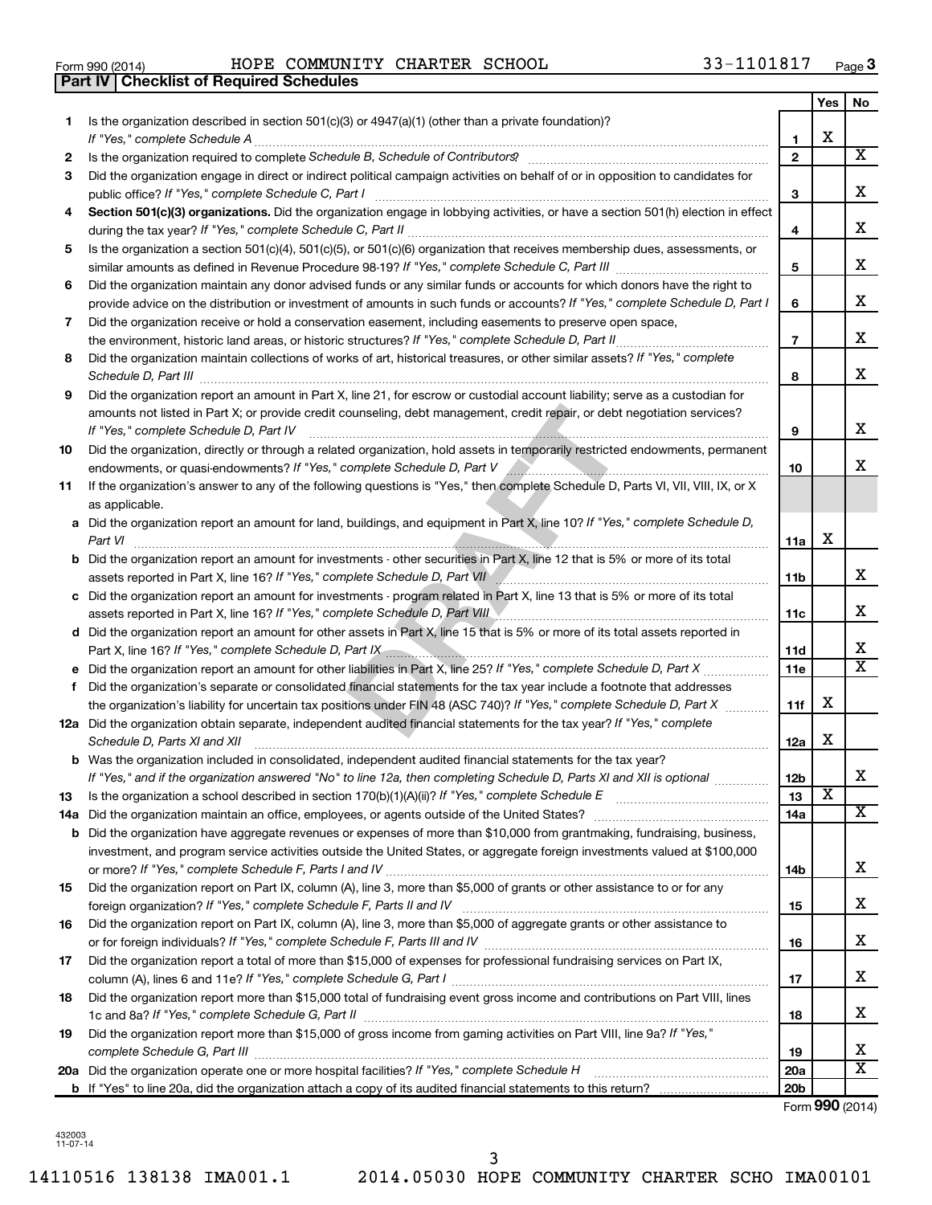Form 990 (2014) HOPE COMMUNITY CHARTER SCHOOL 33-1101817

## Part IV Checklist of Required Schedules

| | | | Yes | No |
|---|---|---|---|---|
| 1 | Is the organization described in section 501(c)(3) or 4947(a)(1) (other than a private foundation)? *If "Yes," complete Schedule A* | 1 | X | |
| 2 | Is the organization required to complete *Schedule B, Schedule of Contributors*? | 2 | | X |
| 3 | Did the organization engage in direct or indirect political campaign activities on behalf of or in opposition to candidates for public office? *If "Yes," complete Schedule C, Part I* | 3 | | X |
| 4 | **Section 501(c)(3) organizations.** Did the organization engage in lobbying activities, or have a section 501(h) election in effect during the tax year? *If "Yes," complete Schedule C, Part II* | 4 | | X |
| 5 | Is the organization a section 501(c)(4), 501(c)(5), or 501(c)(6) organization that receives membership dues, assessments, or similar amounts as defined in Revenue Procedure 98-19? *If "Yes," complete Schedule C, Part III* | 5 | | X |
| 6 | Did the organization maintain any donor advised funds or any similar funds or accounts for which donors have the right to provide advice on the distribution or investment of amounts in such funds or accounts? *If "Yes," complete Schedule D, Part I* | 6 | | X |
| 7 | Did the organization receive or hold a conservation easement, including easements to preserve open space, the environment, historic land areas, or historic structures? *If "Yes," complete Schedule D, Part II* | 7 | | X |
| 8 | Did the organization maintain collections of works of art, historical treasures, or other similar assets? *If "Yes," complete Schedule D, Part III* | 8 | | X |
| 9 | Did the organization report an amount in Part X, line 21, for escrow or custodial account liability; serve as a custodian for amounts not listed in Part X; or provide credit counseling, debt management, credit repair, or debt negotiation services? *If "Yes," complete Schedule D, Part IV* | 9 | | X |
| 10 | Did the organization, directly or through a related organization, hold assets in temporarily restricted endowments, permanent endowments, or quasi-endowments? *If "Yes," complete Schedule D, Part V* | 10 | | X |
| 11 | If the organization's answer to any of the following questions is "Yes," then complete Schedule D, Parts VI, VII, VIII, IX, or X as applicable. | | | |
| a | Did the organization report an amount for land, buildings, and equipment in Part X, line 10? *If "Yes," complete Schedule D, Part VI* | 11a | X | |
| b | Did the organization report an amount for investments - other securities in Part X, line 12 that is 5% or more of its total assets reported in Part X, line 16? *If "Yes," complete Schedule D, Part VII* | 11b | | X |
| c | Did the organization report an amount for investments - program related in Part X, line 13 that is 5% or more of its total assets reported in Part X, line 16? *If "Yes," complete Schedule D, Part VIII* | 11c | | X |
| d | Did the organization report an amount for other assets in Part X, line 15 that is 5% or more of its total assets reported in Part X, line 16? *If "Yes," complete Schedule D, Part IX* | 11d | | X |
| e | Did the organization report an amount for other liabilities in Part X, line 25? *If "Yes," complete Schedule D, Part X* | 11e | | X |
| f | Did the organization's separate or consolidated financial statements for the tax year include a footnote that addresses the organization's liability for uncertain tax positions under FIN 48 (ASC 740)? *If "Yes," complete Schedule D, Part X* | 11f | X | |
| 12a | Did the organization obtain separate, independent audited financial statements for the tax year? *If "Yes," complete Schedule D, Parts XI and XII* | 12a | X | |
| b | Was the organization included in consolidated, independent audited financial statements for the tax year? *If "Yes," and if the organization answered "No" to line 12a, then completing Schedule D, Parts XI and XII is optional* | 12b | | X |
| 13 | Is the organization a school described in section 170(b)(1)(A)(ii)? *If "Yes," complete Schedule E* | 13 | X | |
| 14a | Did the organization maintain an office, employees, or agents outside of the United States? | 14a | | X |
| b | Did the organization have aggregate revenues or expenses of more than $10,000 from grantmaking, fundraising, business, investment, and program service activities outside the United States, or aggregate foreign investments valued at $100,000 or more? *If "Yes," complete Schedule F, Parts I and IV* | 14b | | X |
| 15 | Did the organization report on Part IX, column (A), line 3, more than $5,000 of grants or other assistance to or for any foreign organization? *If "Yes," complete Schedule F, Parts II and IV* | 15 | | X |
| 16 | Did the organization report on Part IX, column (A), line 3, more than $5,000 of aggregate grants or other assistance to or for foreign individuals? *If "Yes," complete Schedule F, Parts III and IV* | 16 | | X |
| 17 | Did the organization report a total of more than $15,000 of expenses for professional fundraising services on Part IX, column (A), lines 6 and 11e? *If "Yes," complete Schedule G, Part I* | 17 | | X |
| 18 | Did the organization report more than $15,000 total of fundraising event gross income and contributions on Part VIII, lines 1c and 8a? *If "Yes," complete Schedule G, Part II* | 18 | | X |
| 19 | Did the organization report more than $15,000 of gross income from gaming activities on Part VIII, line 9a? *If "Yes," complete Schedule G, Part III* | 19 | | X |
| 20a | Did the organization operate one or more hospital facilities? *If "Yes," complete Schedule H* | 20a | | X |
| b | If "Yes" to line 20a, did the organization attach a copy of its audited financial statements to this return? | 20b | | |

Form **990** (2014)

432003 11-07-14

14110516 138138 IMA001.1 2014.05030 HOPE COMMUNITY CHARTER SCHO IMA00101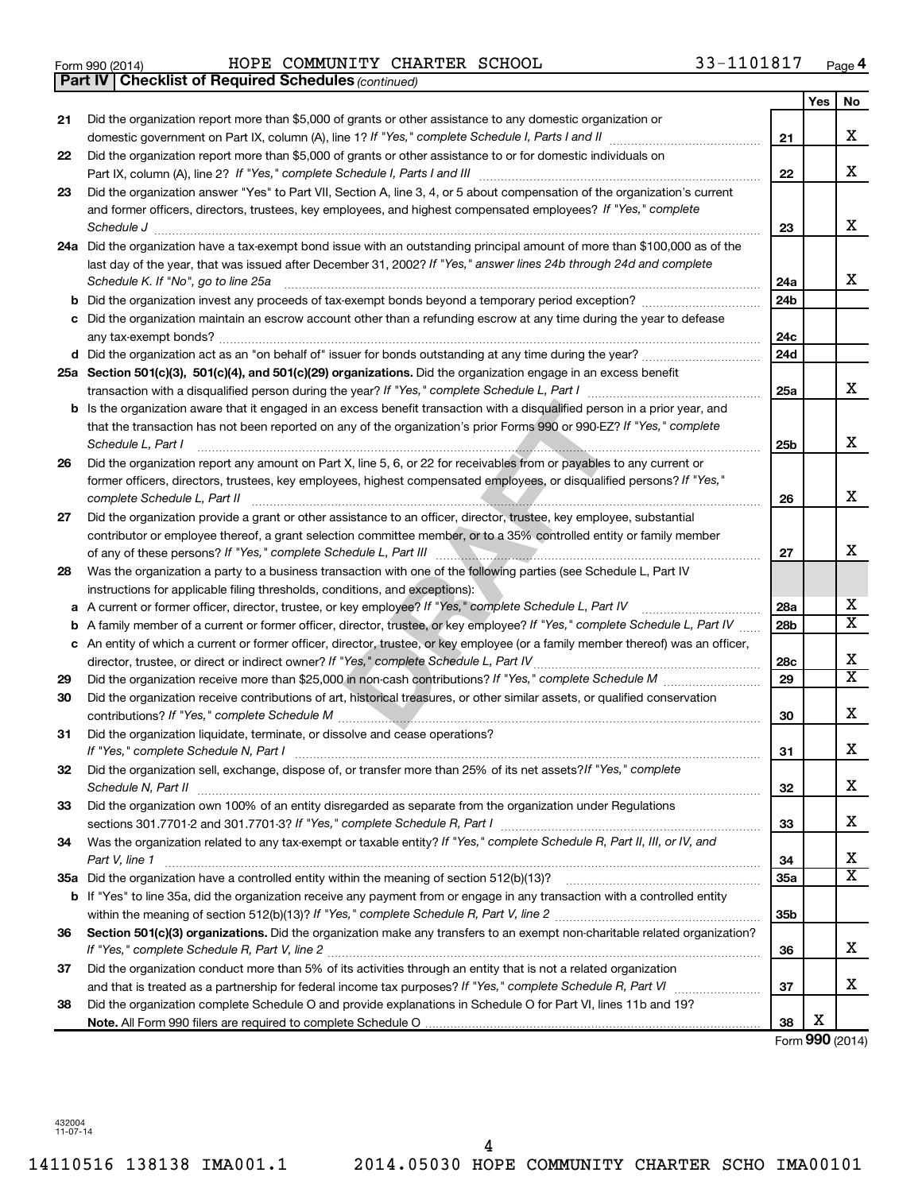Form 990 (2014) HOPE COMMUNITY CHARTER SCHOOL 33-1101817 Page 4

**Part IV | Checklist of Required Schedules** *(continued)*

| | | | Yes | No |
|---|---|---|---|---|
| 21 | Did the organization report more than $5,000 of grants or other assistance to any domestic organization or domestic government on Part IX, column (A), line 1? *If "Yes," complete Schedule I, Parts I and II* | 21 | | X |
| 22 | Did the organization report more than $5,000 of grants or other assistance to or for domestic individuals on Part IX, column (A), line 2? *If "Yes," complete Schedule I, Parts I and III* | 22 | | X |
| 23 | Did the organization answer "Yes" to Part VII, Section A, line 3, 4, or 5 about compensation of the organization's current and former officers, directors, trustees, key employees, and highest compensated employees? *If "Yes," complete Schedule J* | 23 | | X |
| 24a | Did the organization have a tax-exempt bond issue with an outstanding principal amount of more than $100,000 as of the last day of the year, that was issued after December 31, 2002? *If "Yes," answer lines 24b through 24d and complete Schedule K. If "No", go to line 25a* | 24a | | X |
| b | Did the organization invest any proceeds of tax-exempt bonds beyond a temporary period exception? | 24b | | |
| c | Did the organization maintain an escrow account other than a refunding escrow at any time during the year to defease any tax-exempt bonds? | 24c | | |
| d | Did the organization act as an "on behalf of" issuer for bonds outstanding at any time during the year? | 24d | | |
| 25a | **Section 501(c)(3), 501(c)(4), and 501(c)(29) organizations.** Did the organization engage in an excess benefit transaction with a disqualified person during the year? *If "Yes," complete Schedule L, Part I* | 25a | | X |
| b | Is the organization aware that it engaged in an excess benefit transaction with a disqualified person in a prior year, and that the transaction has not been reported on any of the organization's prior Forms 990 or 990-EZ? *If "Yes," complete Schedule L, Part I* | 25b | | X |
| 26 | Did the organization report any amount on Part X, line 5, 6, or 22 for receivables from or payables to any current or former officers, directors, trustees, key employees, highest compensated employees, or disqualified persons? *If "Yes," complete Schedule L, Part II* | 26 | | X |
| 27 | Did the organization provide a grant or other assistance to an officer, director, trustee, key employee, substantial contributor or employee thereof, a grant selection committee member, or to a 35% controlled entity or family member of any of these persons? *If "Yes," complete Schedule L, Part III* | 27 | | X |
| 28 | Was the organization a party to a business transaction with one of the following parties (see Schedule L, Part IV instructions for applicable filing thresholds, conditions, and exceptions): | | | |
| a | A current or former officer, director, trustee, or key employee? *If "Yes," complete Schedule L, Part IV* | 28a | | X |
| b | A family member of a current or former officer, director, trustee, or key employee? *If "Yes," complete Schedule L, Part IV* | 28b | | X |
| c | An entity of which a current or former officer, director, trustee, or key employee (or a family member thereof) was an officer, director, trustee, or direct or indirect owner? *If "Yes," complete Schedule L, Part IV* | 28c | | X |
| 29 | Did the organization receive more than $25,000 in non-cash contributions? *If "Yes," complete Schedule M* | 29 | | X |
| 30 | Did the organization receive contributions of art, historical treasures, or other similar assets, or qualified conservation contributions? *If "Yes," complete Schedule M* | 30 | | X |
| 31 | Did the organization liquidate, terminate, or dissolve and cease operations? *If "Yes," complete Schedule N, Part I* | 31 | | X |
| 32 | Did the organization sell, exchange, dispose of, or transfer more than 25% of its net assets? *If "Yes," complete Schedule N, Part II* | 32 | | X |
| 33 | Did the organization own 100% of an entity disregarded as separate from the organization under Regulations sections 301.7701-2 and 301.7701-3? *If "Yes," complete Schedule R, Part I* | 33 | | X |
| 34 | Was the organization related to any tax-exempt or taxable entity? *If "Yes," complete Schedule R, Part II, III, or IV, and Part V, line 1* | 34 | | X |
| 35a | Did the organization have a controlled entity within the meaning of section 512(b)(13)? | 35a | | X |
| b | If "Yes" to line 35a, did the organization receive any payment from or engage in any transaction with a controlled entity within the meaning of section 512(b)(13)? *If "Yes," complete Schedule R, Part V, line 2* | 35b | | |
| 36 | **Section 501(c)(3) organizations.** Did the organization make any transfers to an exempt non-charitable related organization? *If "Yes," complete Schedule R, Part V, line 2* | 36 | | X |
| 37 | Did the organization conduct more than 5% of its activities through an entity that is not a related organization and that is treated as a partnership for federal income tax purposes? *If "Yes," complete Schedule R, Part VI* | 37 | | X |
| 38 | Did the organization complete Schedule O and provide explanations in Schedule O for Part VI, lines 11b and 19? **Note.** All Form 990 filers are required to complete Schedule O | 38 | X | |

Form **990** (2014)

432004 11-07-14

14110516 138138 IMA001.1 2014.05030 HOPE COMMUNITY CHARTER SCHO IMA00101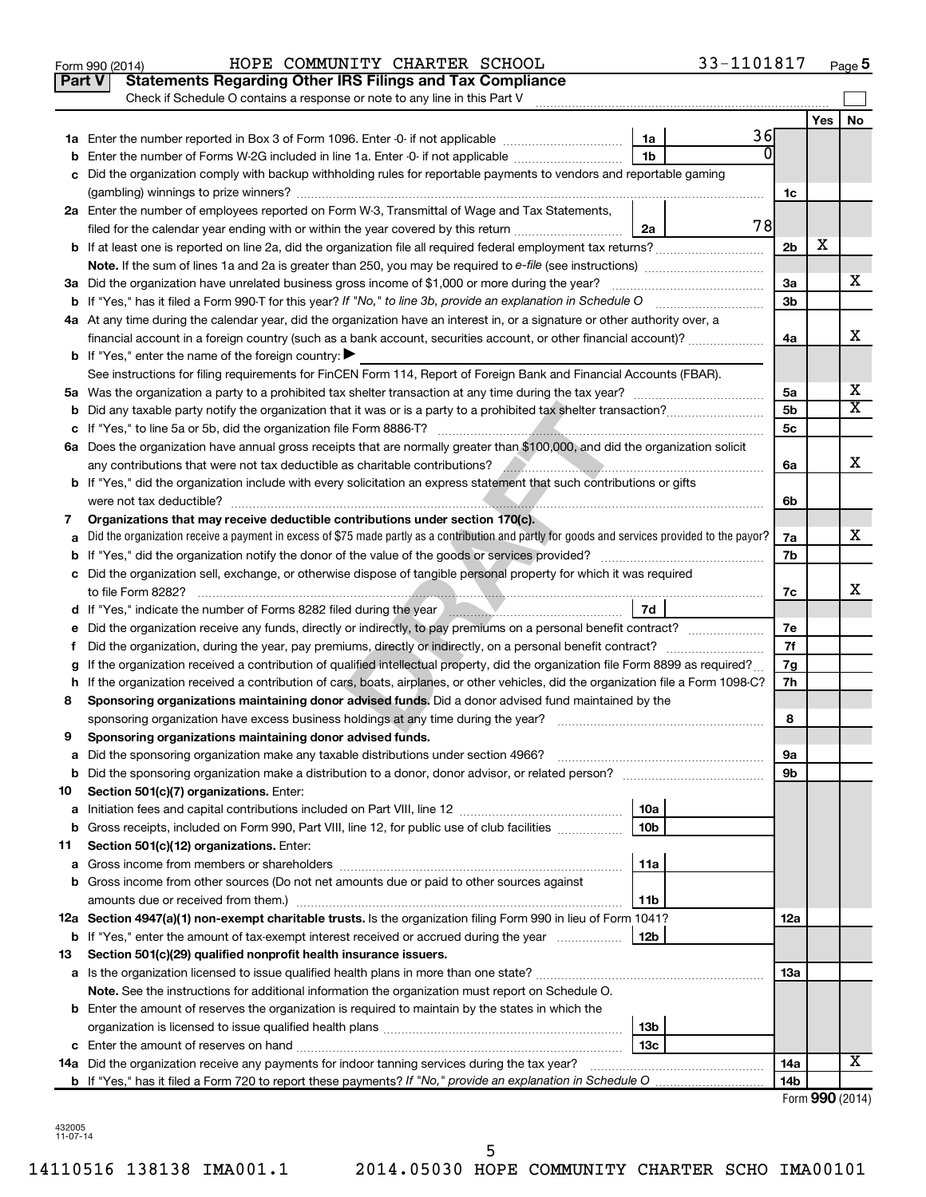Form 990 (2014) HOPE COMMUNITY CHARTER SCHOOL 33-1101817 Page 5

## Part V Statements Regarding Other IRS Filings and Tax Compliance

Check if Schedule O contains a response or note to any line in this Part V

| | | | | | Yes | No |
|---|---|---|---|---|---|---|
| **1a** | Enter the number reported in Box 3 of Form 1096. Enter -0- if not applicable | 1a | 36 | | | |
| **b** | Enter the number of Forms W-2G included in line 1a. Enter -0- if not applicable | 1b | 0 | | | |
| **c** | Did the organization comply with backup withholding rules for reportable payments to vendors and reportable gaming (gambling) winnings to prize winners? | | | 1c | | |
| **2a** | Enter the number of employees reported on Form W-3, Transmittal of Wage and Tax Statements, filed for the calendar year ending with or within the year covered by this return | 2a | 78 | | | |
| **b** | If at least one is reported on line 2a, did the organization file all required federal employment tax returns? | | | 2b | X | |
| | **Note.** If the sum of lines 1a and 2a is greater than 250, you may be required to *e-file* (see instructions) | | | | | |
| **3a** | Did the organization have unrelated business gross income of $1,000 or more during the year? | | | 3a | | X |
| **b** | If "Yes," has it filed a Form 990-T for this year? *If "No," to line 3b, provide an explanation in Schedule O* | | | 3b | | |
| **4a** | At any time during the calendar year, did the organization have an interest in, or a signature or other authority over, a financial account in a foreign country (such as a bank account, securities account, or other financial account)? | | | 4a | | X |
| **b** | If "Yes," enter the name of the foreign country: ▶ | | | | | |
| | See instructions for filing requirements for FinCEN Form 114, Report of Foreign Bank and Financial Accounts (FBAR). | | | | | |
| **5a** | Was the organization a party to a prohibited tax shelter transaction at any time during the tax year? | | | 5a | | X |
| **b** | Did any taxable party notify the organization that it was or is a party to a prohibited tax shelter transaction? | | | 5b | | X |
| **c** | If "Yes," to line 5a or 5b, did the organization file Form 8886-T? | | | 5c | | |
| **6a** | Does the organization have annual gross receipts that are normally greater than $100,000, and did the organization solicit any contributions that were not tax deductible as charitable contributions? | | | 6a | | X |
| **b** | If "Yes," did the organization include with every solicitation an express statement that such contributions or gifts were not tax deductible? | | | 6b | | |
| **7** | **Organizations that may receive deductible contributions under section 170(c).** | | | | | |
| **a** | Did the organization receive a payment in excess of $75 made partly as a contribution and partly for goods and services provided to the payor? | | | 7a | | X |
| **b** | If "Yes," did the organization notify the donor of the value of the goods or services provided? | | | 7b | | |
| **c** | Did the organization sell, exchange, or otherwise dispose of tangible personal property for which it was required to file Form 8282? | | | 7c | | X |
| **d** | If "Yes," indicate the number of Forms 8282 filed during the year | 7d | | | | |
| **e** | Did the organization receive any funds, directly or indirectly, to pay premiums on a personal benefit contract? | | | 7e | | |
| **f** | Did the organization, during the year, pay premiums, directly or indirectly, on a personal benefit contract? | | | 7f | | |
| **g** | If the organization received a contribution of qualified intellectual property, did the organization file Form 8899 as required? | | | 7g | | |
| **h** | If the organization received a contribution of cars, boats, airplanes, or other vehicles, did the organization file a Form 1098-C? | | | 7h | | |
| **8** | **Sponsoring organizations maintaining donor advised funds.** Did a donor advised fund maintained by the sponsoring organization have excess business holdings at any time during the year? | | | 8 | | |
| **9** | **Sponsoring organizations maintaining donor advised funds.** | | | | | |
| **a** | Did the sponsoring organization make any taxable distributions under section 4966? | | | 9a | | |
| **b** | Did the sponsoring organization make a distribution to a donor, donor advisor, or related person? | | | 9b | | |
| **10** | **Section 501(c)(7) organizations.** Enter: | | | | | |
| **a** | Initiation fees and capital contributions included on Part VIII, line 12 | 10a | | | | |
| **b** | Gross receipts, included on Form 990, Part VIII, line 12, for public use of club facilities | 10b | | | | |
| **11** | **Section 501(c)(12) organizations.** Enter: | | | | | |
| **a** | Gross income from members or shareholders | 11a | | | | |
| **b** | Gross income from other sources (Do not net amounts due or paid to other sources against amounts due or received from them.) | 11b | | | | |
| **12a** | **Section 4947(a)(1) non-exempt charitable trusts.** Is the organization filing Form 990 in lieu of Form 1041? | | | 12a | | |
| **b** | If "Yes," enter the amount of tax-exempt interest received or accrued during the year | 12b | | | | |
| **13** | **Section 501(c)(29) qualified nonprofit health insurance issuers.** | | | | | |
| **a** | Is the organization licensed to issue qualified health plans in more than one state? | | | 13a | | |
| | **Note.** See the instructions for additional information the organization must report on Schedule O. | | | | | |
| **b** | Enter the amount of reserves the organization is required to maintain by the states in which the organization is licensed to issue qualified health plans | 13b | | | | |
| **c** | Enter the amount of reserves on hand | 13c | | | | |
| **14a** | Did the organization receive any payments for indoor tanning services during the tax year? | | | 14a | | X |
| **b** | If "Yes," has it filed a Form 720 to report these payments? *If "No," provide an explanation in Schedule O* | | | 14b | | |

Form **990** (2014)

432005
11-07-14

14110516 138138 IMA001.1 2014.05030 HOPE COMMUNITY CHARTER SCHO IMA00101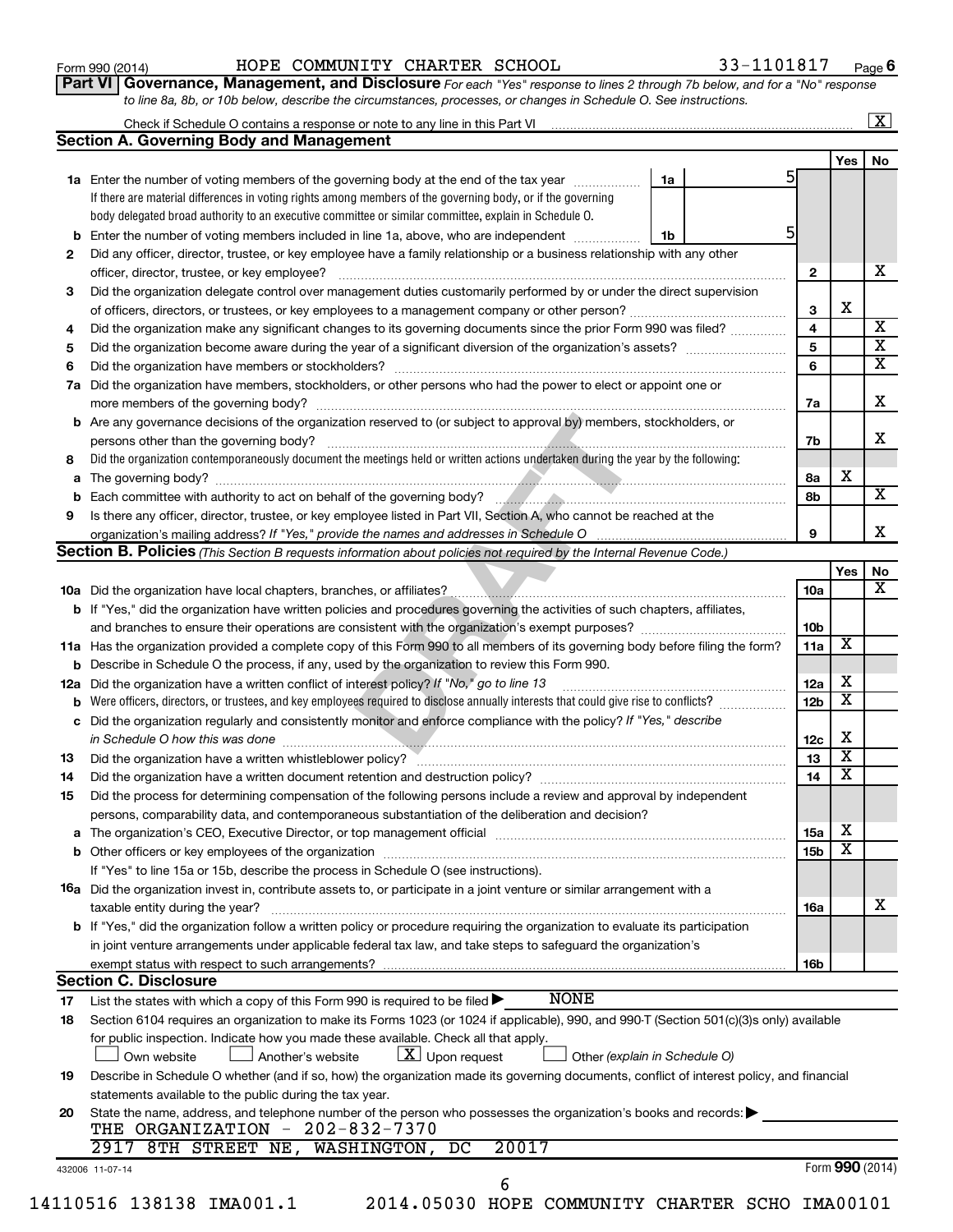Form 990 (2014) HOPE COMMUNITY CHARTER SCHOOL 33-1101817 Page 6

**Part VI Governance, Management, and Disclosure** *For each "Yes" response to lines 2 through 7b below, and for a "No" response to line 8a, 8b, or 10b below, describe the circumstances, processes, or changes in Schedule O. See instructions.*

Check if Schedule O contains a response or note to any line in this Part VI ..... [X]

## Section A. Governing Body and Management

| | | | | Yes | No |
|---|---|---|---|---|---|
| 1a | Enter the number of voting members of the governing body at the end of the tax year ..... 1a 5 | | | | |
| | If there are material differences in voting rights among members of the governing body, or if the governing body delegated broad authority to an executive committee or similar committee, explain in Schedule O. | | | | |
| b | Enter the number of voting members included in line 1a, above, who are independent ..... 1b 5 | | | | |
| 2 | Did any officer, director, trustee, or key employee have a family relationship or a business relationship with any other officer, director, trustee, or key employee? | | 2 | | X |
| 3 | Did the organization delegate control over management duties customarily performed by or under the direct supervision of officers, directors, or trustees, or key employees to a management company or other person? | | 3 | X | |
| 4 | Did the organization make any significant changes to its governing documents since the prior Form 990 was filed? | | 4 | | X |
| 5 | Did the organization become aware during the year of a significant diversion of the organization's assets? | | 5 | | X |
| 6 | Did the organization have members or stockholders? | | 6 | | X |
| 7a | Did the organization have members, stockholders, or other persons who had the power to elect or appoint one or more members of the governing body? | | 7a | | X |
| b | Are any governance decisions of the organization reserved to (or subject to approval by) members, stockholders, or persons other than the governing body? | | 7b | | X |
| 8 | Did the organization contemporaneously document the meetings held or written actions undertaken during the year by the following: | | | | |
| a | The governing body? | | 8a | X | |
| b | Each committee with authority to act on behalf of the governing body? | | 8b | | X |
| 9 | Is there any officer, director, trustee, or key employee listed in Part VII, Section A, who cannot be reached at the organization's mailing address? *If "Yes," provide the names and addresses in Schedule O* | | 9 | | X |

## Section B. Policies *(This Section B requests information about policies not required by the Internal Revenue Code.)*

| | | | Yes | No |
|---|---|---|---|---|
| 10a | Did the organization have local chapters, branches, or affiliates? | 10a | | X |
| b | If "Yes," did the organization have written policies and procedures governing the activities of such chapters, affiliates, and branches to ensure their operations are consistent with the organization's exempt purposes? | 10b | | |
| 11a | Has the organization provided a complete copy of this Form 990 to all members of its governing body before filing the form? | 11a | X | |
| b | Describe in Schedule O the process, if any, used by the organization to review this Form 990. | | | |
| 12a | Did the organization have a written conflict of interest policy? *If "No," go to line 13* | 12a | X | |
| b | Were officers, directors, or trustees, and key employees required to disclose annually interests that could give rise to conflicts? | 12b | X | |
| c | Did the organization regularly and consistently monitor and enforce compliance with the policy? *If "Yes," describe in Schedule O how this was done* | 12c | X | |
| 13 | Did the organization have a written whistleblower policy? | 13 | X | |
| 14 | Did the organization have a written document retention and destruction policy? | 14 | X | |
| 15 | Did the process for determining compensation of the following persons include a review and approval by independent persons, comparability data, and contemporaneous substantiation of the deliberation and decision? | | | |
| a | The organization's CEO, Executive Director, or top management official | 15a | X | |
| b | Other officers or key employees of the organization | 15b | X | |
| | If "Yes" to line 15a or 15b, describe the process in Schedule O (see instructions). | | | |
| 16a | Did the organization invest in, contribute assets to, or participate in a joint venture or similar arrangement with a taxable entity during the year? | 16a | | X |
| b | If "Yes," did the organization follow a written policy or procedure requiring the organization to evaluate its participation in joint venture arrangements under applicable federal tax law, and take steps to safeguard the organization's exempt status with respect to such arrangements? | 16b | | |

## Section C. Disclosure

17 List the states with which a copy of this Form 990 is required to be filed ▶ NONE

18 Section 6104 requires an organization to make its Forms 1023 (or 1024 if applicable), 990, and 990-T (Section 501(c)(3)s only) available for public inspection. Indicate how you made these available. Check all that apply.

[ ] Own website [ ] Another's website [X] Upon request [ ] Other *(explain in Schedule O)*

19 Describe in Schedule O whether (and if so, how) the organization made its governing documents, conflict of interest policy, and financial statements available to the public during the tax year.

20 State the name, address, and telephone number of the person who possesses the organization's books and records: ▶
THE ORGANIZATION - 202-832-7370
2917 8TH STREET NE, WASHINGTON, DC 20017

432006 11-07-14 Form **990** (2014)

14110516 138138 IMA001.1 2014.05030 HOPE COMMUNITY CHARTER SCHO IMA00101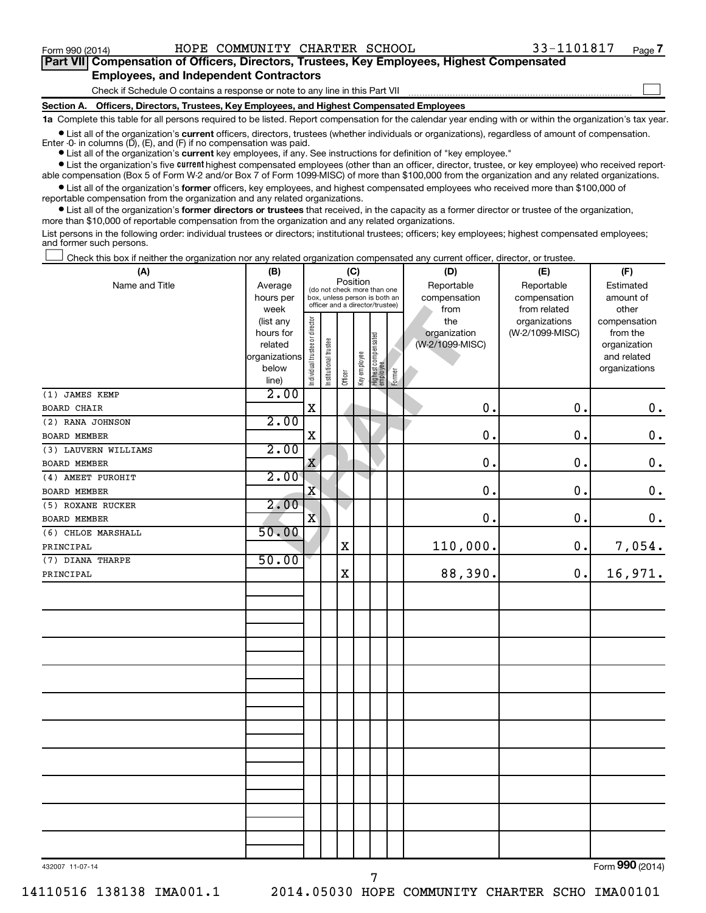Form 990 (2014) HOPE COMMUNITY CHARTER SCHOOL 33-1101817

## Part VII Compensation of Officers, Directors, Trustees, Key Employees, Highest Compensated Employees, and Independent Contractors

Check if Schedule O contains a response or note to any line in this Part VII

### Section A. Officers, Directors, Trustees, Key Employees, and Highest Compensated Employees

**1a** Complete this table for all persons required to be listed. Report compensation for the calendar year ending with or within the organization's tax year.

- List all of the organization's **current** officers, directors, trustees (whether individuals or organizations), regardless of amount of compensation. Enter -0- in columns (D), (E), and (F) if no compensation was paid.
- List all of the organization's **current** key employees, if any. See instructions for definition of "key employee."
- List the organization's five **current** highest compensated employees (other than an officer, director, trustee, or key employee) who received reportable compensation (Box 5 of Form W-2 and/or Box 7 of Form 1099-MISC) of more than $100,000 from the organization and any related organizations.
- List all of the organization's **former** officers, key employees, and highest compensated employees who received more than $100,000 of reportable compensation from the organization and any related organizations.
- List all of the organization's **former directors or trustees** that received, in the capacity as a former director or trustee of the organization, more than $10,000 of reportable compensation from the organization and any related organizations.

List persons in the following order: individual trustees or directors; institutional trustees; officers; key employees; highest compensated employees; and former such persons.

☐ Check this box if neither the organization nor any related organization compensated any current officer, director, or trustee.

| (A) Name and Title | (B) Average hours per week (list any hours for related organizations below line) | (C) Position: Individual trustee or director | Institutional trustee | Officer | Key employee | Highest compensated employee | Former | (D) Reportable compensation from the organization (W-2/1099-MISC) | (E) Reportable compensation from related organizations (W-2/1099-MISC) | (F) Estimated amount of other compensation from the organization and related organizations |
|---|---|---|---|---|---|---|---|---|---|---|
| (1) JAMES KEMP<br>BOARD CHAIR | 2.00 | X | | | | | | 0. | 0. | 0. |
| (2) RANA JOHNSON<br>BOARD MEMBER | 2.00 | X | | | | | | 0. | 0. | 0. |
| (3) LAUVERN WILLIAMS<br>BOARD MEMBER | 2.00 | X | | | | | | 0. | 0. | 0. |
| (4) AMEET PUROHIT<br>BOARD MEMBER | 2.00 | X | | | | | | 0. | 0. | 0. |
| (5) ROXANE RUCKER<br>BOARD MEMBER | 2.00 | X | | | | | | 0. | 0. | 0. |
| (6) CHLOE MARSHALL<br>PRINCIPAL | 50.00 | | | X | | | | 110,000. | 0. | 7,054. |
| (7) DIANA THARPE<br>PRINCIPAL | 50.00 | | | X | | | | 88,390. | 0. | 16,971. |

432007 11-07-14 Form 990 (2014)

14110516 138138 IMA001.1 2014.05030 HOPE COMMUNITY CHARTER SCHO IMA00101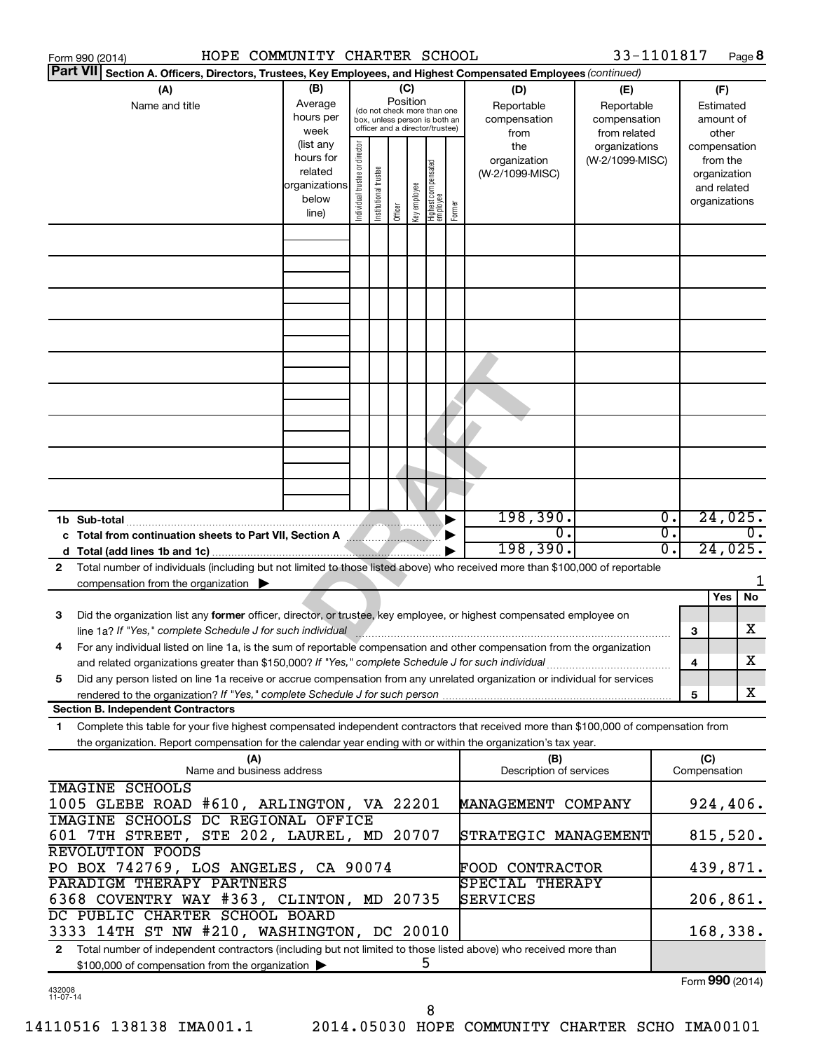Form 990 (2014) HOPE COMMUNITY CHARTER SCHOOL 33-1101817 Page 8

**Part VII Section A. Officers, Directors, Trustees, Key Employees, and Highest Compensated Employees** *(continued)*

| (A) Name and title | (B) Average hours per week (list any hours for related organizations below line) | (C) Position (do not check more than one box, unless person is both an officer and a director/trustee): Individual trustee or director | Institutional trustee | Officer | Key employee | Highest compensated employee | Former | (D) Reportable compensation from the organization (W-2/1099-MISC) | (E) Reportable compensation from related organizations (W-2/1099-MISC) | (F) Estimated amount of other compensation from the organization and related organizations |
|---|---|---|---|---|---|---|---|---|---|---|
| | | | | | | | | | | |
| | | | | | | | | | | |
| | | | | | | | | | | |
| | | | | | | | | | | |
| | | | | | | | | | | |
| | | | | | | | | | | |
| | | | | | | | | | | |
| | | | | | | | | | | |
| | | | | | | | | | | |
| 1b Sub-total | | | | | | | | 198,390. | 0. | 24,025. |
| c Total from continuation sheets to Part VII, Section A | | | | | | | | 0. | 0. | 0. |
| d Total (add lines 1b and 1c) | | | | | | | | 198,390. | 0. | 24,025. |

2 Total number of individuals (including but not limited to those listed above) who received more than $100,000 of reportable compensation from the organization ▶ 1

| | | Yes | No |
|---|---|---|---|
| 3 Did the organization list any **former** officer, director, or trustee, key employee, or highest compensated employee on line 1a? *If "Yes," complete Schedule J for such individual* | 3 | | X |
| 4 For any individual listed on line 1a, is the sum of reportable compensation and other compensation from the organization and related organizations greater than $150,000? *If "Yes," complete Schedule J for such individual* | 4 | | X |
| 5 Did any person listed on line 1a receive or accrue compensation from any unrelated organization or individual for services rendered to the organization? *If "Yes," complete Schedule J for such person* | 5 | | X |

**Section B. Independent Contractors**

1 Complete this table for your five highest compensated independent contractors that received more than $100,000 of compensation from the organization. Report compensation for the calendar year ending with or within the organization's tax year.

| (A) Name and business address | (B) Description of services | (C) Compensation |
|---|---|---|
| IMAGINE SCHOOLS, 1005 GLEBE ROAD #610, ARLINGTON, VA 22201 | MANAGEMENT COMPANY | 924,406. |
| IMAGINE SCHOOLS DC REGIONAL OFFICE, 601 7TH STREET, STE 202, LAUREL, MD 20707 | STRATEGIC MANAGEMENT | 815,520. |
| REVOLUTION FOODS, PO BOX 742769, LOS ANGELES, CA 90074 | FOOD CONTRACTOR | 439,871. |
| PARADIGM THERAPY PARTNERS, 6368 COVENTRY WAY #363, CLINTON, MD 20735 | SPECIAL THERAPY SERVICES | 206,861. |
| DC PUBLIC CHARTER SCHOOL BOARD, 3333 14TH ST NW #210, WASHINGTON, DC 20010 | | 168,338. |

2 Total number of independent contractors (including but not limited to those listed above) who received more than $100,000 of compensation from the organization ▶ 5

Form **990** (2014)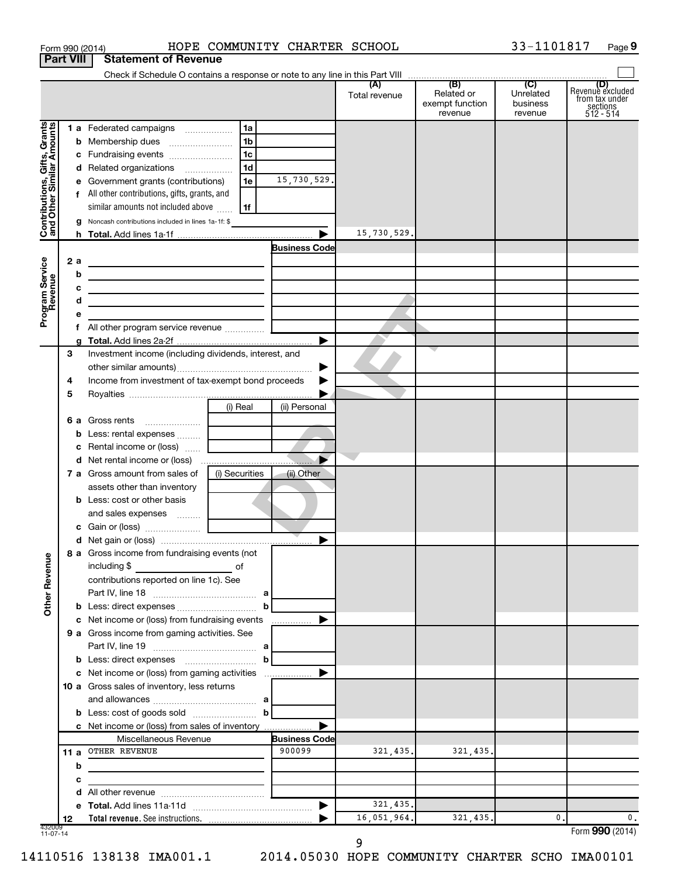Form 990 (2014) HOPE COMMUNITY CHARTER SCHOOL 33-1101817 Page 9

**Part VIII Statement of Revenue**

Check if Schedule O contains a response or note to any line in this Part VIII

| | | | | (A) Total revenue | (B) Related or exempt function revenue | (C) Unrelated business revenue | (D) Revenue excluded from tax under sections 512 - 514 |
|---|---|---|---|---|---|---|---|
| **Contributions, Gifts, Grants and Other Similar Amounts** | 1 a Federated campaigns | 1a | | | | | |
| | b Membership dues | 1b | | | | | |
| | c Fundraising events | 1c | | | | | |
| | d Related organizations | 1d | | | | | |
| | e Government grants (contributions) | 1e | 15,730,529. | | | | |
| | f All other contributions, gifts, grants, and similar amounts not included above | 1f | | | | | |
| | g Noncash contributions included in lines 1a-1f: $ | | | | | | |
| | h **Total.** Add lines 1a-1f | | | 15,730,529. | | | |
| **Program Service Revenue** | | | **Business Code** | | | | |
| | 2 a | | | | | | |
| | b | | | | | | |
| | c | | | | | | |
| | d | | | | | | |
| | e | | | | | | |
| | f All other program service revenue | | | | | | |
| | g **Total.** Add lines 2a-2f | | | | | | |
| | 3 Investment income (including dividends, interest, and other similar amounts) | | | | | | |
| | 4 Income from investment of tax-exempt bond proceeds | | | | | | |
| | 5 Royalties | | | | | | |
| | | (i) Real | (ii) Personal | | | | |
| | 6 a Gross rents | | | | | | |
| | b Less: rental expenses | | | | | | |
| | c Rental income or (loss) | | | | | | |
| | d Net rental income or (loss) | | | | | | |
| | 7 a Gross amount from sales of assets other than inventory | (i) Securities | (ii) Other | | | | |
| | b Less: cost or other basis and sales expenses | | | | | | |
| | c Gain or (loss) | | | | | | |
| | d Net gain or (loss) | | | | | | |
| **Other Revenue** | 8 a Gross income from fundraising events (not including $ of contributions reported on line 1c). See Part IV, line 18 | a | | | | | |
| | b Less: direct expenses | b | | | | | |
| | c Net income or (loss) from fundraising events | | | | | | |
| | 9 a Gross income from gaming activities. See Part IV, line 19 | a | | | | | |
| | b Less: direct expenses | b | | | | | |
| | c Net income or (loss) from gaming activities | | | | | | |
| | 10 a Gross sales of inventory, less returns and allowances | a | | | | | |
| | b Less: cost of goods sold | b | | | | | |
| | c Net income or (loss) from sales of inventory | | | | | | |
| | Miscellaneous Revenue | | **Business Code** | | | | |
| | 11 a OTHER REVENUE | | 900099 | 321,435. | 321,435. | | |
| | b | | | | | | |
| | c | | | | | | |
| | d All other revenue | | | | | | |
| | e **Total.** Add lines 11a-11d | | | 321,435. | | | |
| | 12 **Total revenue.** See instructions. | | | 16,051,964. | 321,435. | 0. | 0. |

432009 11-07-14

Form **990** (2014)

14110516 138138 IMA001.1 2014.05030 HOPE COMMUNITY CHARTER SCHO IMA00101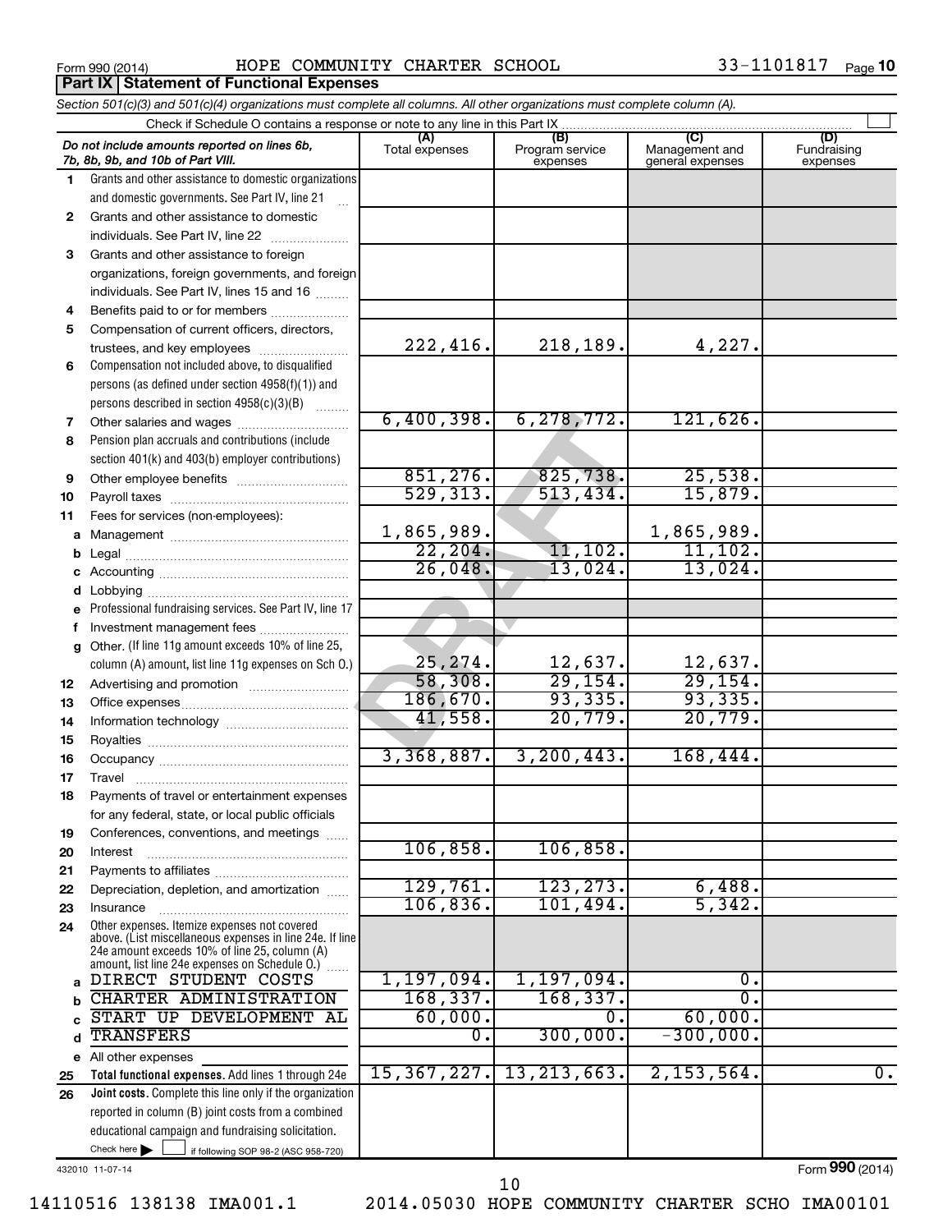Form 990 (2014) HOPE COMMUNITY CHARTER SCHOOL 33-1101817

## Part IX Statement of Functional Expenses

*Section 501(c)(3) and 501(c)(4) organizations must complete all columns. All other organizations must complete column (A).*

Check if Schedule O contains a response or note to any line in this Part IX

| *Do not include amounts reported on lines 6b, 7b, 8b, 9b, and 10b of Part VIII.* | (A) Total expenses | (B) Program service expenses | (C) Management and general expenses | (D) Fundraising expenses |
|---|---|---|---|---|
| 1 Grants and other assistance to domestic organizations and domestic governments. See Part IV, line 21 | | | | |
| 2 Grants and other assistance to domestic individuals. See Part IV, line 22 | | | | |
| 3 Grants and other assistance to foreign organizations, foreign governments, and foreign individuals. See Part IV, lines 15 and 16 | | | | |
| 4 Benefits paid to or for members | | | | |
| 5 Compensation of current officers, directors, trustees, and key employees | 222,416. | 218,189. | 4,227. | |
| 6 Compensation not included above, to disqualified persons (as defined under section 4958(f)(1)) and persons described in section 4958(c)(3)(B) | | | | |
| 7 Other salaries and wages | 6,400,398. | 6,278,772. | 121,626. | |
| 8 Pension plan accruals and contributions (include section 401(k) and 403(b) employer contributions) | | | | |
| 9 Other employee benefits | 851,276. | 825,738. | 25,538. | |
| 10 Payroll taxes | 529,313. | 513,434. | 15,879. | |
| 11 Fees for services (non-employees): | | | | |
| a Management | 1,865,989. | | 1,865,989. | |
| b Legal | 22,204. | 11,102. | 11,102. | |
| c Accounting | 26,048. | 13,024. | 13,024. | |
| d Lobbying | | | | |
| e Professional fundraising services. See Part IV, line 17 | | | | |
| f Investment management fees | | | | |
| g Other. (If line 11g amount exceeds 10% of line 25, column (A) amount, list line 11g expenses on Sch O.) | 25,274. | 12,637. | 12,637. | |
| 12 Advertising and promotion | 58,308. | 29,154. | 29,154. | |
| 13 Office expenses | 186,670. | 93,335. | 93,335. | |
| 14 Information technology | 41,558. | 20,779. | 20,779. | |
| 15 Royalties | | | | |
| 16 Occupancy | 3,368,887. | 3,200,443. | 168,444. | |
| 17 Travel | | | | |
| 18 Payments of travel or entertainment expenses for any federal, state, or local public officials | | | | |
| 19 Conferences, conventions, and meetings | | | | |
| 20 Interest | 106,858. | 106,858. | | |
| 21 Payments to affiliates | | | | |
| 22 Depreciation, depletion, and amortization | 129,761. | 123,273. | 6,488. | |
| 23 Insurance | 106,836. | 101,494. | 5,342. | |
| 24 Other expenses. Itemize expenses not covered above. (List miscellaneous expenses in line 24e. If line 24e amount exceeds 10% of line 25, column (A) amount, list line 24e expenses on Schedule O.) | | | | |
| a DIRECT STUDENT COSTS | 1,197,094. | 1,197,094. | 0. | |
| b CHARTER ADMINISTRATION | 168,337. | 168,337. | 0. | |
| c START UP DEVELOPMENT AL | 60,000. | 0. | 60,000. | |
| d TRANSFERS | 0. | 300,000. | -300,000. | |
| e All other expenses | | | | |
| 25 **Total functional expenses.** Add lines 1 through 24e | 15,367,227. | 13,213,663. | 2,153,564. | 0. |
| 26 **Joint costs.** Complete this line only if the organization reported in column (B) joint costs from a combined educational campaign and fundraising solicitation. Check here ☐ if following SOP 98-2 (ASC 958-720) | | | | |

432010 11-07-14

Form **990** (2014)

14110516 138138 IMA001.1 2014.05030 HOPE COMMUNITY CHARTER SCHO IMA00101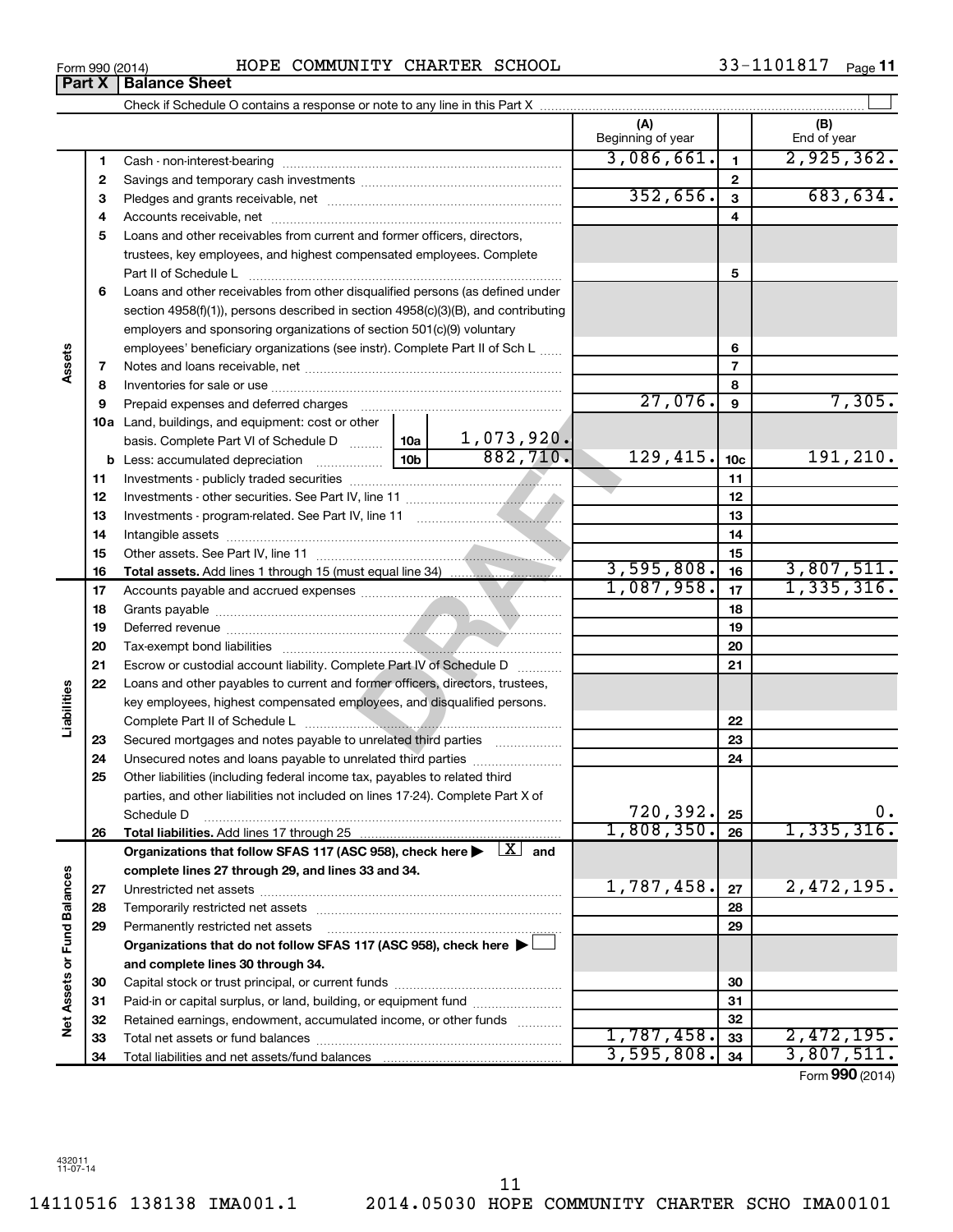Form 990 (2014) HOPE COMMUNITY CHARTER SCHOOL 33-1101817

## Part X | Balance Sheet

Check if Schedule O contains a response or note to any line in this Part X

| Section | Line | Description | | | (A) Beginning of year | | (B) End of year |
|---|---|---|---|---|---|---|---|
| Assets | 1 | Cash - non-interest-bearing | | | 3,086,661. | 1 | 2,925,362. |
| | 2 | Savings and temporary cash investments | | | | 2 | |
| | 3 | Pledges and grants receivable, net | | | 352,656. | 3 | 683,634. |
| | 4 | Accounts receivable, net | | | | 4 | |
| | 5 | Loans and other receivables from current and former officers, directors, trustees, key employees, and highest compensated employees. Complete Part II of Schedule L | | | | 5 | |
| | 6 | Loans and other receivables from other disqualified persons (as defined under section 4958(f)(1)), persons described in section 4958(c)(3)(B), and contributing employers and sponsoring organizations of section 501(c)(9) voluntary employees' beneficiary organizations (see instr). Complete Part II of Sch L | | | | 6 | |
| | 7 | Notes and loans receivable, net | | | | 7 | |
| | 8 | Inventories for sale or use | | | | 8 | |
| | 9 | Prepaid expenses and deferred charges | | | 27,076. | 9 | 7,305. |
| | 10a | Land, buildings, and equipment: cost or other basis. Complete Part VI of Schedule D | 10a | 1,073,920. | | | |
| | b | Less: accumulated depreciation | 10b | 882,710. | 129,415. | 10c | 191,210. |
| | 11 | Investments - publicly traded securities | | | | 11 | |
| | 12 | Investments - other securities. See Part IV, line 11 | | | | 12 | |
| | 13 | Investments - program-related. See Part IV, line 11 | | | | 13 | |
| | 14 | Intangible assets | | | | 14 | |
| | 15 | Other assets. See Part IV, line 11 | | | | 15 | |
| | 16 | **Total assets.** Add lines 1 through 15 (must equal line 34) | | | 3,595,808. | 16 | 3,807,511. |
| Liabilities | 17 | Accounts payable and accrued expenses | | | 1,087,958. | 17 | 1,335,316. |
| | 18 | Grants payable | | | | 18 | |
| | 19 | Deferred revenue | | | | 19 | |
| | 20 | Tax-exempt bond liabilities | | | | 20 | |
| | 21 | Escrow or custodial account liability. Complete Part IV of Schedule D | | | | 21 | |
| | 22 | Loans and other payables to current and former officers, directors, trustees, key employees, highest compensated employees, and disqualified persons. Complete Part II of Schedule L | | | | 22 | |
| | 23 | Secured mortgages and notes payable to unrelated third parties | | | | 23 | |
| | 24 | Unsecured notes and loans payable to unrelated third parties | | | | 24 | |
| | 25 | Other liabilities (including federal income tax, payables to related third parties, and other liabilities not included on lines 17-24). Complete Part X of Schedule D | | | 720,392. | 25 | 0. |
| | 26 | **Total liabilities.** Add lines 17 through 25 | | | 1,808,350. | 26 | 1,335,316. |
| Net Assets or Fund Balances | | **Organizations that follow SFAS 117 (ASC 958), check here ▶ [X] and complete lines 27 through 29, and lines 33 and 34.** | | | | | |
| | 27 | Unrestricted net assets | | | 1,787,458. | 27 | 2,472,195. |
| | 28 | Temporarily restricted net assets | | | | 28 | |
| | 29 | Permanently restricted net assets | | | | 29 | |
| | | **Organizations that do not follow SFAS 117 (ASC 958), check here ▶ [ ] and complete lines 30 through 34.** | | | | | |
| | 30 | Capital stock or trust principal, or current funds | | | | 30 | |
| | 31 | Paid-in or capital surplus, or land, building, or equipment fund | | | | 31 | |
| | 32 | Retained earnings, endowment, accumulated income, or other funds | | | | 32 | |
| | 33 | Total net assets or fund balances | | | 1,787,458. | 33 | 2,472,195. |
| | 34 | Total liabilities and net assets/fund balances | | | 3,595,808. | 34 | 3,807,511. |

Form **990** (2014)

432011 11-07-14

14110516 138138 IMA001.1 2014.05030 HOPE COMMUNITY CHARTER SCHO IMA00101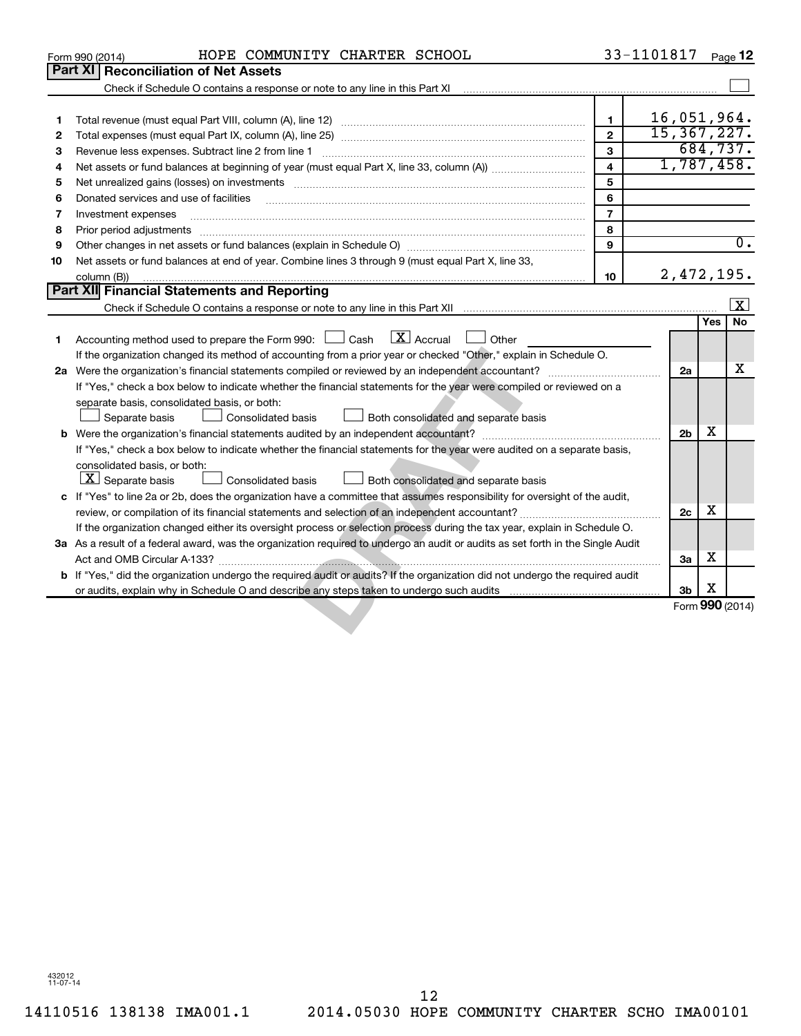Form 990 (2014) HOPE COMMUNITY CHARTER SCHOOL 33-1101817 Page **12**

## Part XI Reconciliation of Net Assets

Check if Schedule O contains a response or note to any line in this Part XI ☐

| | | | |
|---|---|---|---|
| 1 | Total revenue (must equal Part VIII, column (A), line 12) | 1 | 16,051,964. |
| 2 | Total expenses (must equal Part IX, column (A), line 25) | 2 | 15,367,227. |
| 3 | Revenue less expenses. Subtract line 2 from line 1 | 3 | 684,737. |
| 4 | Net assets or fund balances at beginning of year (must equal Part X, line 33, column (A)) | 4 | 1,787,458. |
| 5 | Net unrealized gains (losses) on investments | 5 | |
| 6 | Donated services and use of facilities | 6 | |
| 7 | Investment expenses | 7 | |
| 8 | Prior period adjustments | 8 | |
| 9 | Other changes in net assets or fund balances (explain in Schedule O) | 9 | 0. |
| 10 | Net assets or fund balances at end of year. Combine lines 3 through 9 (must equal Part X, line 33, column (B)) | 10 | 2,472,195. |

## Part XII Financial Statements and Reporting

Check if Schedule O contains a response or note to any line in this Part XII ☒

| | | | Yes | No |
|---|---|---|---|---|
| 1 | Accounting method used to prepare the Form 990: ☐ Cash ☒ Accrual ☐ Other<br>If the organization changed its method of accounting from a prior year or checked "Other," explain in Schedule O. | | | |
| 2a | Were the organization's financial statements compiled or reviewed by an independent accountant? | 2a | | X |
| | If "Yes," check a box below to indicate whether the financial statements for the year were compiled or reviewed on a separate basis, consolidated basis, or both:<br>☐ Separate basis ☐ Consolidated basis ☐ Both consolidated and separate basis | | | |
| b | Were the organization's financial statements audited by an independent accountant? | 2b | X | |
| | If "Yes," check a box below to indicate whether the financial statements for the year were audited on a separate basis, consolidated basis, or both:<br>☒ Separate basis ☐ Consolidated basis ☐ Both consolidated and separate basis | | | |
| c | If "Yes" to line 2a or 2b, does the organization have a committee that assumes responsibility for oversight of the audit, review, or compilation of its financial statements and selection of an independent accountant? | 2c | X | |
| | If the organization changed either its oversight process or selection process during the tax year, explain in Schedule O. | | | |
| 3a | As a result of a federal award, was the organization required to undergo an audit or audits as set forth in the Single Audit Act and OMB Circular A-133? | 3a | X | |
| b | If "Yes," did the organization undergo the required audit or audits? If the organization did not undergo the required audit or audits, explain why in Schedule O and describe any steps taken to undergo such audits | 3b | X | |

Form **990** (2014)

432012 11-07-14

14110516 138138 IMA001.1 2014.05030 HOPE COMMUNITY CHARTER SCHO IMA00101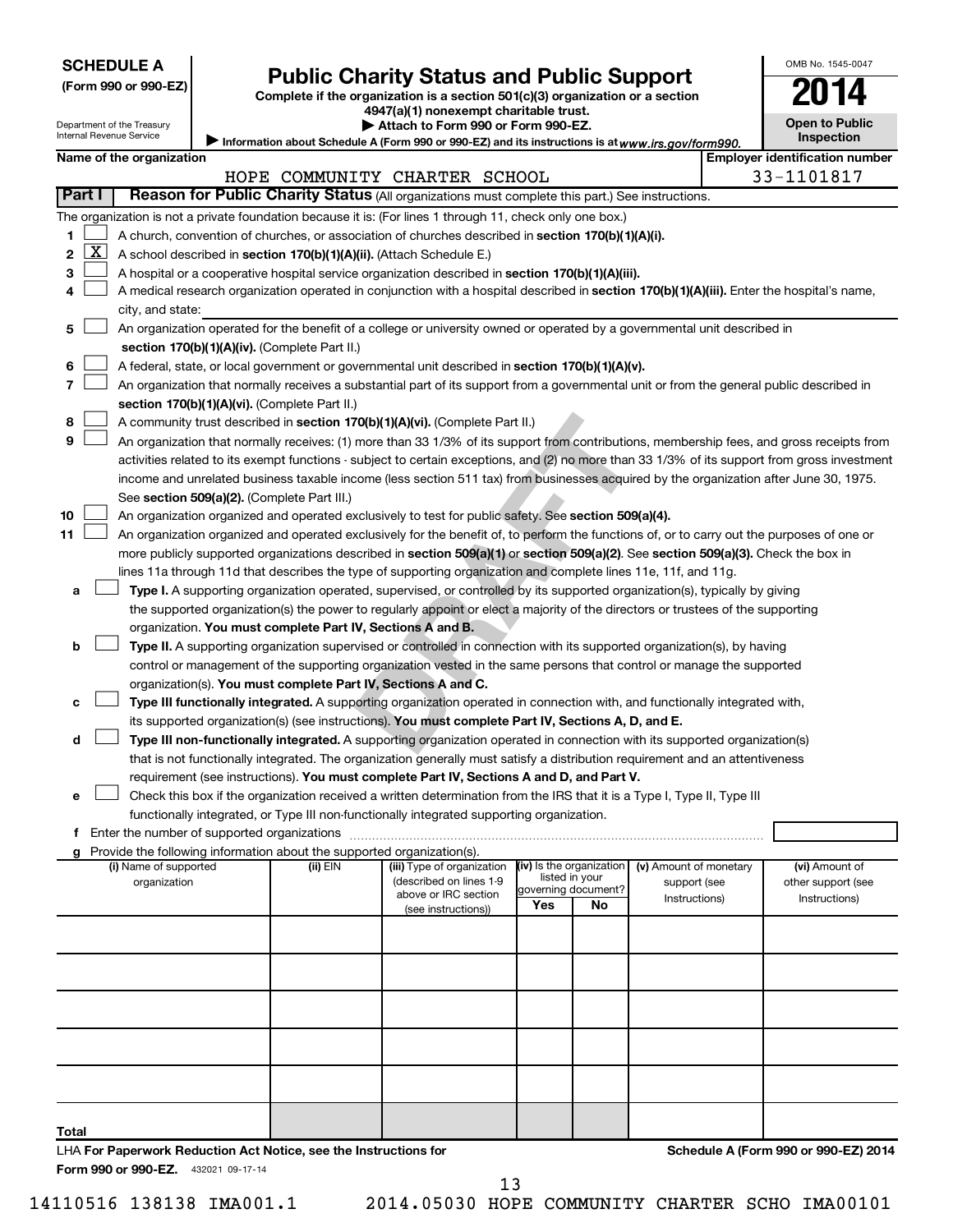**SCHEDULE A**
**(Form 990 or 990-EZ)**

Department of the Treasury
Internal Revenue Service

# Public Charity Status and Public Support

**Complete if the organization is a section 501(c)(3) organization or a section 4947(a)(1) nonexempt charitable trust.**
▶ **Attach to Form 990 or Form 990-EZ.**
▶ Information about Schedule A (Form 990 or 990-EZ) and its instructions is at *www.irs.gov/form990.*

OMB No. 1545-0047
**2014**
**Open to Public Inspection**

**Name of the organization:** HOPE COMMUNITY CHARTER SCHOOL
**Employer identification number:** 33-1101817

## Part I — Reason for Public Charity Status (All organizations must complete this part.) See instructions.

The organization is not a private foundation because it is: (For lines 1 through 11, check only one box.)

1. ☐ A church, convention of churches, or association of churches described in **section 170(b)(1)(A)(i).**
2. ☒ A school described in **section 170(b)(1)(A)(ii).** (Attach Schedule E.)
3. ☐ A hospital or a cooperative hospital service organization described in **section 170(b)(1)(A)(iii).**
4. ☐ A medical research organization operated in conjunction with a hospital described in **section 170(b)(1)(A)(iii).** Enter the hospital's name, city, and state:
5. ☐ An organization operated for the benefit of a college or university owned or operated by a governmental unit described in **section 170(b)(1)(A)(iv).** (Complete Part II.)
6. ☐ A federal, state, or local government or governmental unit described in **section 170(b)(1)(A)(v).**
7. ☐ An organization that normally receives a substantial part of its support from a governmental unit or from the general public described in **section 170(b)(1)(A)(vi).** (Complete Part II.)
8. ☐ A community trust described in **section 170(b)(1)(A)(vi).** (Complete Part II.)
9. ☐ An organization that normally receives: (1) more than 33 1/3% of its support from contributions, membership fees, and gross receipts from activities related to its exempt functions - subject to certain exceptions, and (2) no more than 33 1/3% of its support from gross investment income and unrelated business taxable income (less section 511 tax) from businesses acquired by the organization after June 30, 1975. See **section 509(a)(2).** (Complete Part III.)
10. ☐ An organization organized and operated exclusively to test for public safety. See **section 509(a)(4).**
11. ☐ An organization organized and operated exclusively for the benefit of, to perform the functions of, or to carry out the purposes of one or more publicly supported organizations described in **section 509(a)(1)** or **section 509(a)(2)**. See **section 509(a)(3).** Check the box in lines 11a through 11d that describes the type of supporting organization and complete lines 11e, 11f, and 11g.

   a ☐ **Type I.** A supporting organization operated, supervised, or controlled by its supported organization(s), typically by giving the supported organization(s) the power to regularly appoint or elect a majority of the directors or trustees of the supporting organization. **You must complete Part IV, Sections A and B.**

   b ☐ **Type II.** A supporting organization supervised or controlled in connection with its supported organization(s), by having control or management of the supporting organization vested in the same persons that control or manage the supported organization(s). **You must complete Part IV, Sections A and C.**

   c ☐ **Type III functionally integrated.** A supporting organization operated in connection with, and functionally integrated with, its supported organization(s) (see instructions). **You must complete Part IV, Sections A, D, and E.**

   d ☐ **Type III non-functionally integrated.** A supporting organization operated in connection with its supported organization(s) that is not functionally integrated. The organization generally must satisfy a distribution requirement and an attentiveness requirement (see instructions). **You must complete Part IV, Sections A and D, and Part V.**

   e ☐ Check this box if the organization received a written determination from the IRS that it is a Type I, Type II, Type III functionally integrated, or Type III non-functionally integrated supporting organization.

   f Enter the number of supported organizations

   g Provide the following information about the supported organization(s).

| (i) Name of supported organization | (ii) EIN | (iii) Type of organization (described on lines 1-9 above or IRC section (see instructions)) | (iv) Is the organization listed in your governing document? Yes | No | (v) Amount of monetary support (see Instructions) | (vi) Amount of other support (see Instructions) |
|---|---|---|---|---|---|---|
| | | | | | | |
| | | | | | | |
| | | | | | | |
| | | | | | | |
| | | | | | | |
| **Total** | | | | | | |

LHA **For Paperwork Reduction Act Notice, see the Instructions for Form 990 or 990-EZ.** 432021 09-17-14

**Schedule A (Form 990 or 990-EZ) 2014**

14110516 138138 IMA001.1    2014.05030 HOPE COMMUNITY CHARTER SCHO IMA00101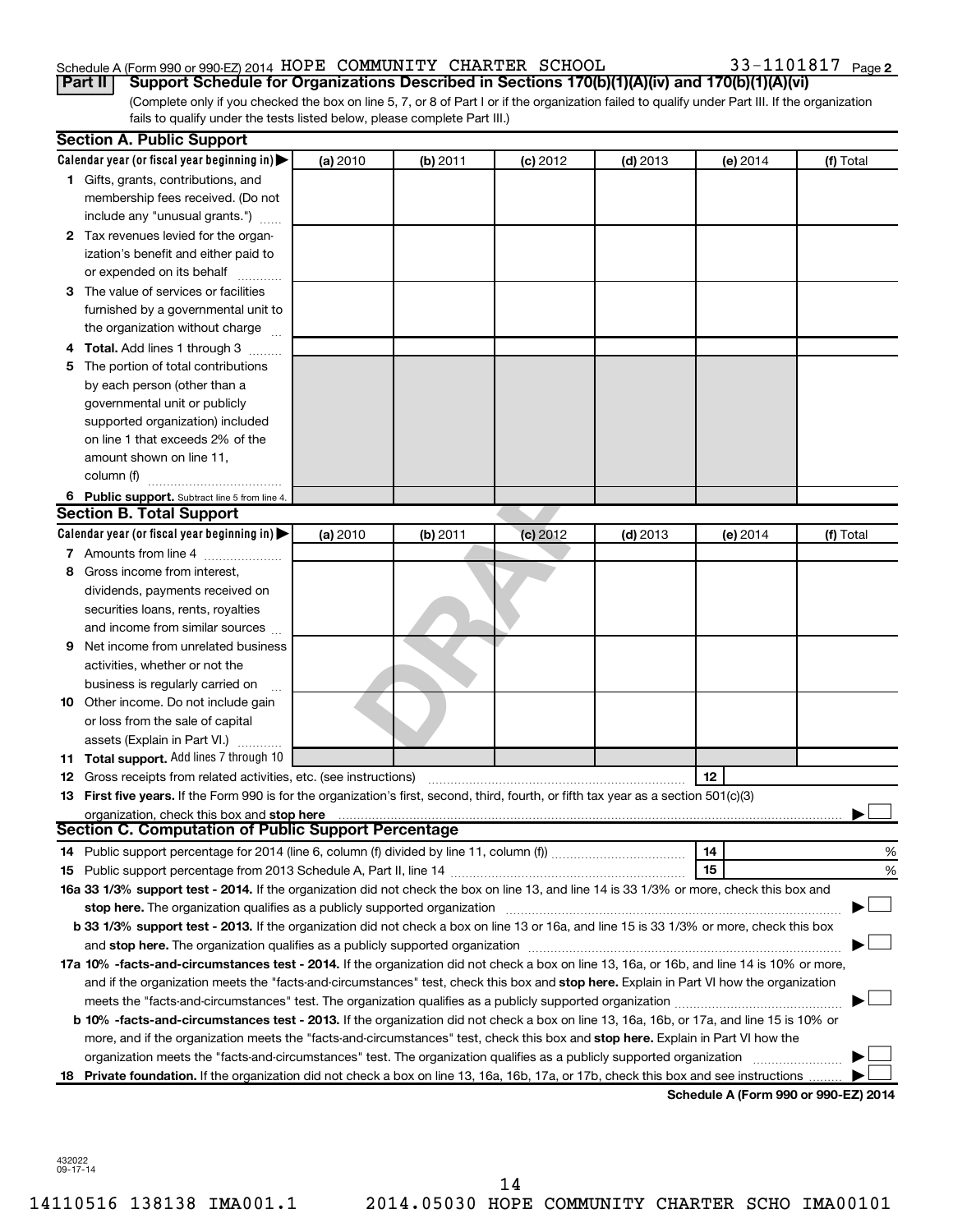Schedule A (Form 990 or 990-EZ) 2014 HOPE COMMUNITY CHARTER SCHOOL 33-1101817 Page 2

**Part II** **Support Schedule for Organizations Described in Sections 170(b)(1)(A)(iv) and 170(b)(1)(A)(vi)**

(Complete only if you checked the box on line 5, 7, or 8 of Part I or if the organization failed to qualify under Part III. If the organization fails to qualify under the tests listed below, please complete Part III.)

## Section A. Public Support

| Calendar year (or fiscal year beginning in) ▶ | (a) 2010 | (b) 2011 | (c) 2012 | (d) 2013 | (e) 2014 | (f) Total |
|---|---|---|---|---|---|---|
| **1** Gifts, grants, contributions, and membership fees received. (Do not include any "unusual grants.") | | | | | | |
| **2** Tax revenues levied for the organization's benefit and either paid to or expended on its behalf | | | | | | |
| **3** The value of services or facilities furnished by a governmental unit to the organization without charge | | | | | | |
| **4** **Total.** Add lines 1 through 3 | | | | | | |
| **5** The portion of total contributions by each person (other than a governmental unit or publicly supported organization) included on line 1 that exceeds 2% of the amount shown on line 11, column (f) | | | | | | |
| **6** **Public support.** Subtract line 5 from line 4. | | | | | | |

## Section B. Total Support

| Calendar year (or fiscal year beginning in) ▶ | (a) 2010 | (b) 2011 | (c) 2012 | (d) 2013 | (e) 2014 | (f) Total |
|---|---|---|---|---|---|---|
| **7** Amounts from line 4 | | | | | | |
| **8** Gross income from interest, dividends, payments received on securities loans, rents, royalties and income from similar sources | | | | | | |
| **9** Net income from unrelated business activities, whether or not the business is regularly carried on | | | | | | |
| **10** Other income. Do not include gain or loss from the sale of capital assets (Explain in Part VI.) | | | | | | |
| **11** **Total support.** Add lines 7 through 10 | | | | | | |

**12** Gross receipts from related activities, etc. (see instructions) **12**

**13** **First five years.** If the Form 990 is for the organization's first, second, third, fourth, or fifth tax year as a section 501(c)(3) organization, check this box and **stop here** ▶ ☐

## Section C. Computation of Public Support Percentage

**14** Public support percentage for 2014 (line 6, column (f) divided by line 11, column (f)) **14** %

**15** Public support percentage from 2013 Schedule A, Part II, line 14 **15** %

**16a 33 1/3% support test - 2014.** If the organization did not check the box on line 13, and line 14 is 33 1/3% or more, check this box and **stop here.** The organization qualifies as a publicly supported organization ▶ ☐

**b 33 1/3% support test - 2013.** If the organization did not check a box on line 13 or 16a, and line 15 is 33 1/3% or more, check this box and **stop here.** The organization qualifies as a publicly supported organization ▶ ☐

**17a 10% -facts-and-circumstances test - 2014.** If the organization did not check a box on line 13, 16a, or 16b, and line 14 is 10% or more, and if the organization meets the "facts-and-circumstances" test, check this box and **stop here.** Explain in Part VI how the organization meets the "facts-and-circumstances" test. The organization qualifies as a publicly supported organization ▶ ☐

**b 10% -facts-and-circumstances test - 2013.** If the organization did not check a box on line 13, 16a, 16b, or 17a, and line 15 is 10% or more, and if the organization meets the "facts-and-circumstances" test, check this box and **stop here.** Explain in Part VI how the organization meets the "facts-and-circumstances" test. The organization qualifies as a publicly supported organization ▶ ☐

**18** **Private foundation.** If the organization did not check a box on line 13, 16a, 16b, 17a, or 17b, check this box and see instructions ▶ ☐

**Schedule A (Form 990 or 990-EZ) 2014**

432022 09-17-14

14110516 138138 IMA001.1 2014.05030 HOPE COMMUNITY CHARTER SCHO IMA00101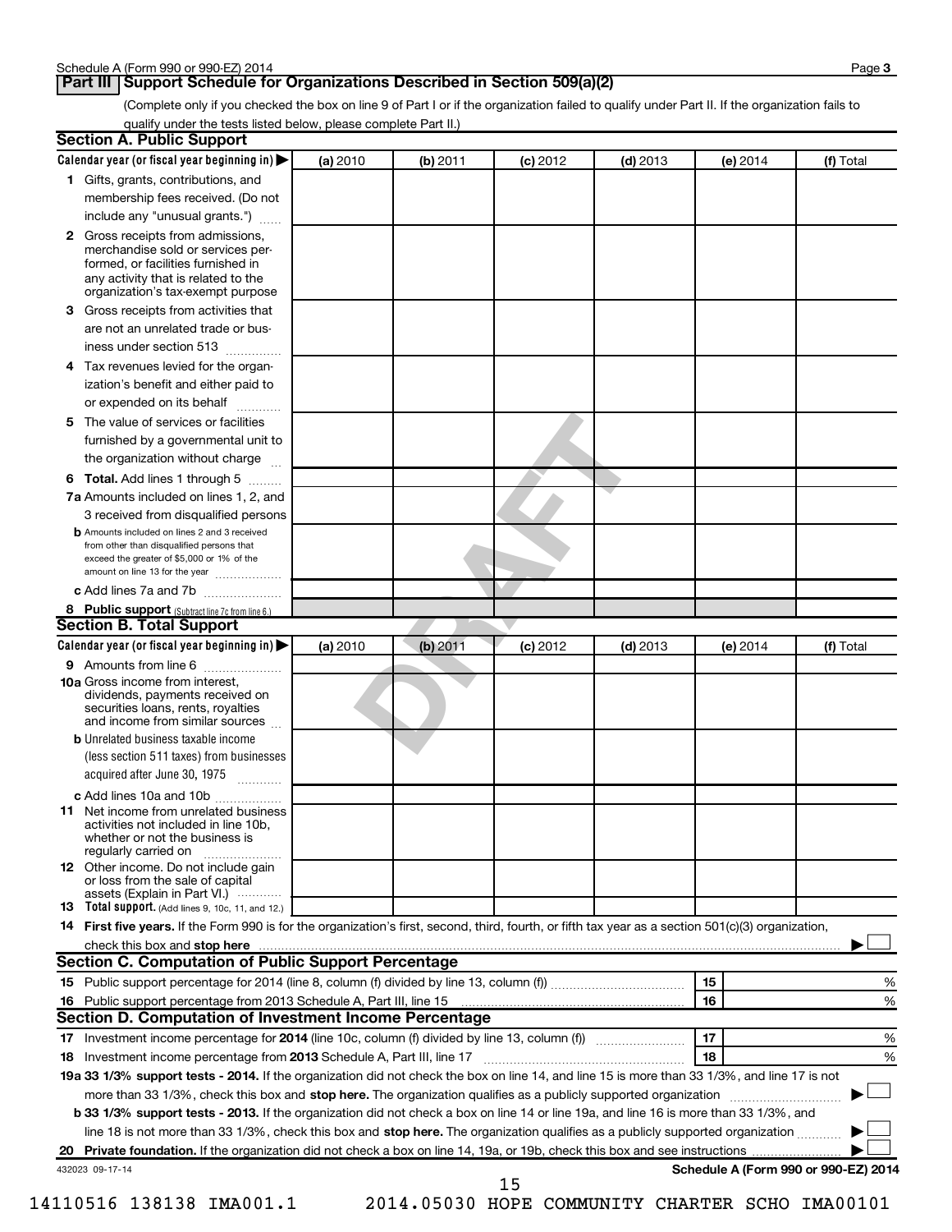## Part III Support Schedule for Organizations Described in Section 509(a)(2)

(Complete only if you checked the box on line 9 of Part I or if the organization failed to qualify under Part II. If the organization fails to qualify under the tests listed below, please complete Part II.)

### Section A. Public Support

| Calendar year (or fiscal year beginning in) ▶ | (a) 2010 | (b) 2011 | (c) 2012 | (d) 2013 | (e) 2014 | (f) Total |
|---|---|---|---|---|---|---|
| **1** Gifts, grants, contributions, and membership fees received. (Do not include any "unusual grants.") | | | | | | |
| **2** Gross receipts from admissions, merchandise sold or services performed, or facilities furnished in any activity that is related to the organization's tax-exempt purpose | | | | | | |
| **3** Gross receipts from activities that are not an unrelated trade or business under section 513 | | | | | | |
| **4** Tax revenues levied for the organization's benefit and either paid to or expended on its behalf | | | | | | |
| **5** The value of services or facilities furnished by a governmental unit to the organization without charge | | | | | | |
| **6 Total.** Add lines 1 through 5 | | | | | | |
| **7a** Amounts included on lines 1, 2, and 3 received from disqualified persons | | | | | | |
| **b** Amounts included on lines 2 and 3 received from other than disqualified persons that exceed the greater of $5,000 or 1% of the amount on line 13 for the year | | | | | | |
| **c** Add lines 7a and 7b | | | | | | |
| **8 Public support** (Subtract line 7c from line 6.) | | | | | | |

### Section B. Total Support

| Calendar year (or fiscal year beginning in) ▶ | (a) 2010 | (b) 2011 | (c) 2012 | (d) 2013 | (e) 2014 | (f) Total |
|---|---|---|---|---|---|---|
| **9** Amounts from line 6 | | | | | | |
| **10a** Gross income from interest, dividends, payments received on securities loans, rents, royalties and income from similar sources | | | | | | |
| **b** Unrelated business taxable income (less section 511 taxes) from businesses acquired after June 30, 1975 | | | | | | |
| **c** Add lines 10a and 10b | | | | | | |
| **11** Net income from unrelated business activities not included in line 10b, whether or not the business is regularly carried on | | | | | | |
| **12** Other income. Do not include gain or loss from the sale of capital assets (Explain in Part VI.) | | | | | | |
| **13 Total support.** (Add lines 9, 10c, 11, and 12.) | | | | | | |

**14 First five years.** If the Form 990 is for the organization's first, second, third, fourth, or fifth tax year as a section 501(c)(3) organization, check this box and **stop here** ▶ ☐

### Section C. Computation of Public Support Percentage

| | | | |
|---|---|---|---|
| **15** | Public support percentage for 2014 (line 8, column (f) divided by line 13, column (f)) | 15 | % |
| **16** | Public support percentage from 2013 Schedule A, Part III, line 15 | 16 | % |

### Section D. Computation of Investment Income Percentage

| | | | |
|---|---|---|---|
| **17** | Investment income percentage for **2014** (line 10c, column (f) divided by line 13, column (f)) | 17 | % |
| **18** | Investment income percentage from **2013** Schedule A, Part III, line 17 | 18 | % |

**19a 33 1/3% support tests - 2014.** If the organization did not check the box on line 14, and line 15 is more than 33 1/3%, and line 17 is not more than 33 1/3%, check this box and **stop here.** The organization qualifies as a publicly supported organization ▶ ☐

**b 33 1/3% support tests - 2013.** If the organization did not check a box on line 14 or line 19a, and line 16 is more than 33 1/3%, and line 18 is not more than 33 1/3%, check this box and **stop here.** The organization qualifies as a publicly supported organization ▶ ☐

**20 Private foundation.** If the organization did not check a box on line 14, 19a, or 19b, check this box and see instructions ▶ ☐

432023 09-17-14

**Schedule A (Form 990 or 990-EZ) 2014**

14110516 138138 IMA001.1 2014.05030 HOPE COMMUNITY CHARTER SCHO IMA00101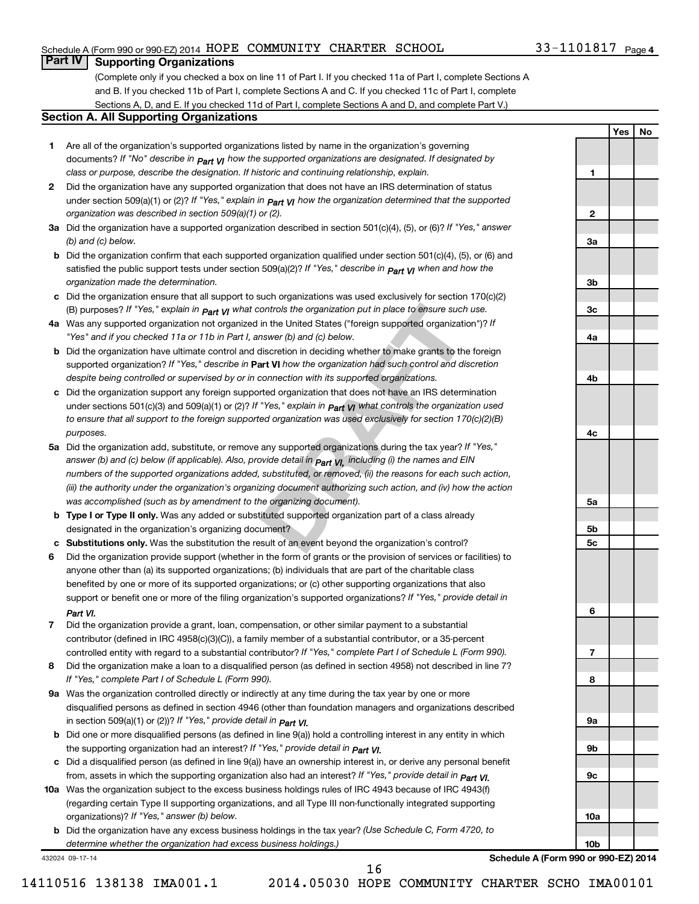Schedule A (Form 990 or 990-EZ) 2014 HOPE COMMUNITY CHARTER SCHOOL 33-1101817 Page 4

## Part IV Supporting Organizations

(Complete only if you checked a box on line 11 of Part I. If you checked 11a of Part I, complete Sections A and B. If you checked 11b of Part I, complete Sections A and C. If you checked 11c of Part I, complete Sections A, D, and E. If you checked 11d of Part I, complete Sections A and D, and complete Part V.)

### Section A. All Supporting Organizations

| | | | Yes | No |
|---|---|---|---|---|
| **1** | Are all of the organization's supported organizations listed by name in the organization's governing documents? *If "No" describe in Part VI how the supported organizations are designated. If designated by class or purpose, describe the designation. If historic and continuing relationship, explain.* | 1 | | |
| **2** | Did the organization have any supported organization that does not have an IRS determination of status under section 509(a)(1) or (2)? *If "Yes," explain in Part VI how the organization determined that the supported organization was described in section 509(a)(1) or (2).* | 2 | | |
| **3a** | Did the organization have a supported organization described in section 501(c)(4), (5), or (6)? *If "Yes," answer (b) and (c) below.* | 3a | | |
| **b** | Did the organization confirm that each supported organization qualified under section 501(c)(4), (5), or (6) and satisfied the public support tests under section 509(a)(2)? *If "Yes," describe in Part VI when and how the organization made the determination.* | 3b | | |
| **c** | Did the organization ensure that all support to such organizations was used exclusively for section 170(c)(2)(B) purposes? *If "Yes," explain in Part VI what controls the organization put in place to ensure such use.* | 3c | | |
| **4a** | Was any supported organization not organized in the United States ("foreign supported organization")? *If "Yes" and if you checked 11a or 11b in Part I, answer (b) and (c) below.* | 4a | | |
| **b** | Did the organization have ultimate control and discretion in deciding whether to make grants to the foreign supported organization? *If "Yes," describe in* **Part VI** *how the organization had such control and discretion despite being controlled or supervised by or in connection with its supported organizations.* | 4b | | |
| **c** | Did the organization support any foreign supported organization that does not have an IRS determination under sections 501(c)(3) and 509(a)(1) or (2)? *If "Yes," explain in Part VI what controls the organization used to ensure that all support to the foreign supported organization was used exclusively for section 170(c)(2)(B) purposes.* | 4c | | |
| **5a** | Did the organization add, substitute, or remove any supported organizations during the tax year? *If "Yes," answer (b) and (c) below (if applicable). Also, provide detail in Part VI, including (i) the names and EIN numbers of the supported organizations added, substituted, or removed, (ii) the reasons for each such action, (iii) the authority under the organization's organizing document authorizing such action, and (iv) how the action was accomplished (such as by amendment to the organizing document).* | 5a | | |
| **b** | **Type I or Type II only.** Was any added or substituted supported organization part of a class already designated in the organization's organizing document? | 5b | | |
| **c** | **Substitutions only.** Was the substitution the result of an event beyond the organization's control? | 5c | | |
| **6** | Did the organization provide support (whether in the form of grants or the provision of services or facilities) to anyone other than (a) its supported organizations; (b) individuals that are part of the charitable class benefited by one or more of its supported organizations; or (c) other supporting organizations that also support or benefit one or more of the filing organization's supported organizations? *If "Yes," provide detail in Part VI.* | 6 | | |
| **7** | Did the organization provide a grant, loan, compensation, or other similar payment to a substantial contributor (defined in IRC 4958(c)(3)(C)), a family member of a substantial contributor, or a 35-percent controlled entity with regard to a substantial contributor? *If "Yes," complete Part I of Schedule L (Form 990).* | 7 | | |
| **8** | Did the organization make a loan to a disqualified person (as defined in section 4958) not described in line 7? *If "Yes," complete Part I of Schedule L (Form 990).* | 8 | | |
| **9a** | Was the organization controlled directly or indirectly at any time during the tax year by one or more disqualified persons as defined in section 4946 (other than foundation managers and organizations described in section 509(a)(1) or (2))? *If "Yes," provide detail in Part VI.* | 9a | | |
| **b** | Did one or more disqualified persons (as defined in line 9(a)) hold a controlling interest in any entity in which the supporting organization had an interest? *If "Yes," provide detail in Part VI.* | 9b | | |
| **c** | Did a disqualified person (as defined in line 9(a)) have an ownership interest in, or derive any personal benefit from, assets in which the supporting organization also had an interest? *If "Yes," provide detail in Part VI.* | 9c | | |
| **10a** | Was the organization subject to the excess business holdings rules of IRC 4943 because of IRC 4943(f) (regarding certain Type II supporting organizations, and all Type III non-functionally integrated supporting organizations)? *If "Yes," answer (b) below.* | 10a | | |
| **b** | Did the organization have any excess business holdings in the tax year? *(Use Schedule C, Form 4720, to determine whether the organization had excess business holdings.)* | 10b | | |

432024 09-17-14 **Schedule A (Form 990 or 990-EZ) 2014**

14110516 138138 IMA001.1 2014.05030 HOPE COMMUNITY CHARTER SCHO IMA00101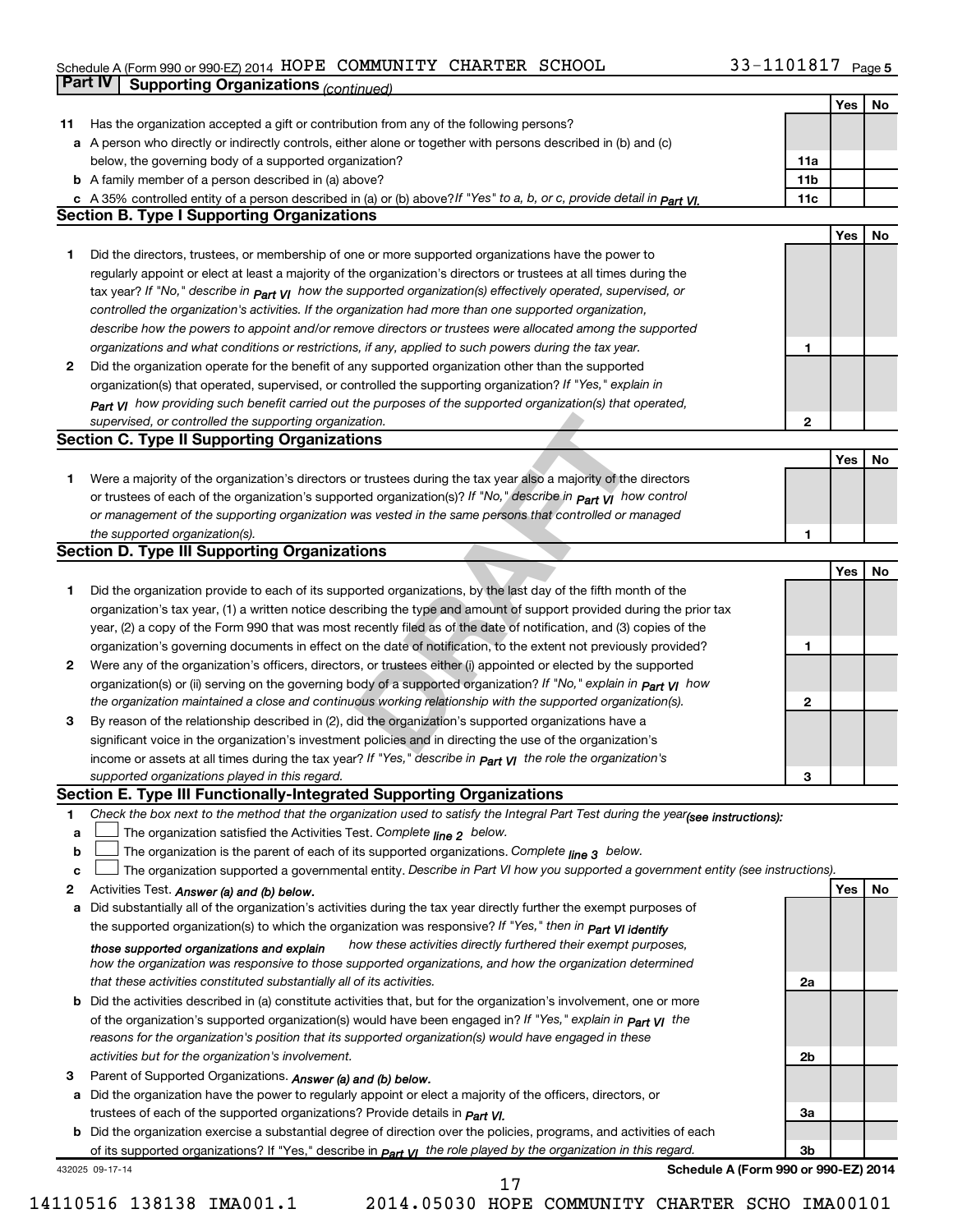Schedule A (Form 990 or 990-EZ) 2014 HOPE COMMUNITY CHARTER SCHOOL 33-1101817 Page 5

**Part IV | Supporting Organizations** *(continued)*

| | | | Yes | No |
|---|---|---|---|---|
| **11** | Has the organization accepted a gift or contribution from any of the following persons? | | | |
| **a** | A person who directly or indirectly controls, either alone or together with persons described in (b) and (c) below, the governing body of a supported organization? | **11a** | | |
| **b** | A family member of a person described in (a) above? | **11b** | | |
| **c** | A 35% controlled entity of a person described in (a) or (b) above? *If "Yes" to a, b, or c, provide detail in Part VI.* | **11c** | | |

**Section B. Type I Supporting Organizations**

| | | | Yes | No |
|---|---|---|---|---|
| **1** | Did the directors, trustees, or membership of one or more supported organizations have the power to regularly appoint or elect at least a majority of the organization's directors or trustees at all times during the tax year? *If "No," describe in Part VI how the supported organization(s) effectively operated, supervised, or controlled the organization's activities. If the organization had more than one supported organization, describe how the powers to appoint and/or remove directors or trustees were allocated among the supported organizations and what conditions or restrictions, if any, applied to such powers during the tax year.* | **1** | | |
| **2** | Did the organization operate for the benefit of any supported organization other than the supported organization(s) that operated, supervised, or controlled the supporting organization? *If "Yes," explain in Part VI how providing such benefit carried out the purposes of the supported organization(s) that operated, supervised, or controlled the supporting organization.* | **2** | | |

**Section C. Type II Supporting Organizations**

| | | | Yes | No |
|---|---|---|---|---|
| **1** | Were a majority of the organization's directors or trustees during the tax year also a majority of the directors or trustees of each of the organization's supported organization(s)? *If "No," describe in Part VI how control or management of the supporting organization was vested in the same persons that controlled or managed the supported organization(s).* | **1** | | |

**Section D. Type III Supporting Organizations**

| | | | Yes | No |
|---|---|---|---|---|
| **1** | Did the organization provide to each of its supported organizations, by the last day of the fifth month of the organization's tax year, (1) a written notice describing the type and amount of support provided during the prior tax year, (2) a copy of the Form 990 that was most recently filed as of the date of notification, and (3) copies of the organization's governing documents in effect on the date of notification, to the extent not previously provided? | **1** | | |
| **2** | Were any of the organization's officers, directors, or trustees either (i) appointed or elected by the supported organization(s) or (ii) serving on the governing body of a supported organization? *If "No," explain in Part VI how the organization maintained a close and continuous working relationship with the supported organization(s).* | **2** | | |
| **3** | By reason of the relationship described in (2), did the organization's supported organizations have a significant voice in the organization's investment policies and in directing the use of the organization's income or assets at all times during the tax year? *If "Yes," describe in Part VI the role the organization's supported organizations played in this regard.* | **3** | | |

**Section E. Type III Functionally-Integrated Supporting Organizations**

**1** *Check the box next to the method that the organization used to satisfy the Integral Part Test during the year (see instructions):*

- **a** ☐ The organization satisfied the Activities Test. *Complete line 2 below.*
- **b** ☐ The organization is the parent of each of its supported organizations. *Complete line 3 below.*
- **c** ☐ The organization supported a governmental entity. *Describe in Part VI how you supported a government entity (see instructions).*

| | | | Yes | No |
|---|---|---|---|---|
| **2** | Activities Test. ***Answer (a) and (b) below.*** | | | |
| **a** | Did substantially all of the organization's activities during the tax year directly further the exempt purposes of the supported organization(s) to which the organization was responsive? *If "Yes," then in Part VI identify those supported organizations and explain how these activities directly furthered their exempt purposes, how the organization was responsive to those supported organizations, and how the organization determined that these activities constituted substantially all of its activities.* | **2a** | | |
| **b** | Did the activities described in (a) constitute activities that, but for the organization's involvement, one or more of the organization's supported organization(s) would have been engaged in? *If "Yes," explain in Part VI the reasons for the organization's position that its supported organization(s) would have engaged in these activities but for the organization's involvement.* | **2b** | | |
| **3** | Parent of Supported Organizations. ***Answer (a) and (b) below.*** | | | |
| **a** | Did the organization have the power to regularly appoint or elect a majority of the officers, directors, or trustees of each of the supported organizations? *Provide details in Part VI.* | **3a** | | |
| **b** | Did the organization exercise a substantial degree of direction over the policies, programs, and activities of each of its supported organizations? If "Yes," describe in *Part VI the role played by the organization in this regard.* | **3b** | | |

432025 09-17-14 **Schedule A (Form 990 or 990-EZ) 2014**

14110516 138138 IMA001.1 2014.05030 HOPE COMMUNITY CHARTER SCHO IMA00101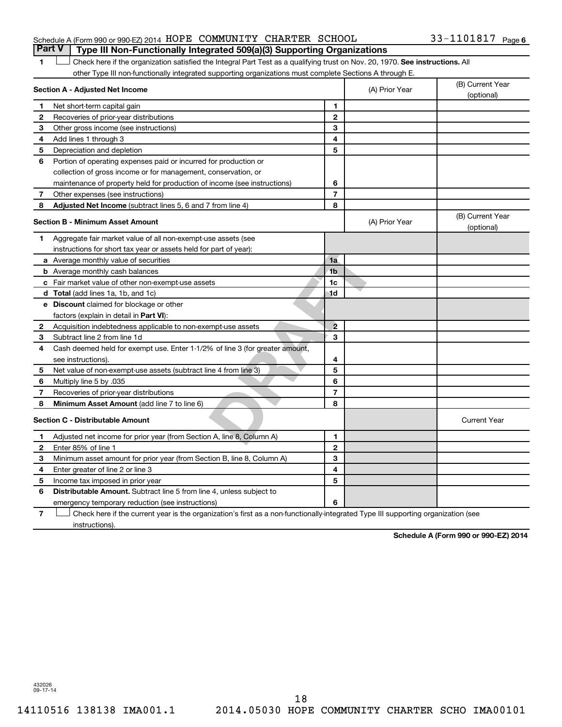Schedule A (Form 990 or 990-EZ) 2014 HOPE COMMUNITY CHARTER SCHOOL 33-1101817 Page 6

## Part V Type III Non-Functionally Integrated 509(a)(3) Supporting Organizations

1 ☐ Check here if the organization satisfied the Integral Part Test as a qualifying trust on Nov. 20, 1970. **See instructions.** All other Type III non-functionally integrated supporting organizations must complete Sections A through E.

| **Section A - Adjusted Net Income** | | (A) Prior Year | (B) Current Year (optional) |
|---|---|---|---|
| 1 Net short-term capital gain | 1 | | |
| 2 Recoveries of prior-year distributions | 2 | | |
| 3 Other gross income (see instructions) | 3 | | |
| 4 Add lines 1 through 3 | 4 | | |
| 5 Depreciation and depletion | 5 | | |
| 6 Portion of operating expenses paid or incurred for production or collection of gross income or for management, conservation, or maintenance of property held for production of income (see instructions) | 6 | | |
| 7 Other expenses (see instructions) | 7 | | |
| 8 **Adjusted Net Income** (subtract lines 5, 6 and 7 from line 4) | 8 | | |

| **Section B - Minimum Asset Amount** | | (A) Prior Year | (B) Current Year (optional) |
|---|---|---|---|
| 1 Aggregate fair market value of all non-exempt-use assets (see instructions for short tax year or assets held for part of year): | | | |
| a Average monthly value of securities | 1a | | |
| b Average monthly cash balances | 1b | | |
| c Fair market value of other non-exempt-use assets | 1c | | |
| d **Total** (add lines 1a, 1b, and 1c) | 1d | | |
| e **Discount** claimed for blockage or other factors (explain in detail in **Part VI**): | | | |
| 2 Acquisition indebtedness applicable to non-exempt-use assets | 2 | | |
| 3 Subtract line 2 from line 1d | 3 | | |
| 4 Cash deemed held for exempt use. Enter 1-1/2% of line 3 (for greater amount, see instructions). | 4 | | |
| 5 Net value of non-exempt-use assets (subtract line 4 from line 3) | 5 | | |
| 6 Multiply line 5 by .035 | 6 | | |
| 7 Recoveries of prior-year distributions | 7 | | |
| 8 **Minimum Asset Amount** (add line 7 to line 6) | 8 | | |

| **Section C - Distributable Amount** | | | Current Year |
|---|---|---|---|
| 1 Adjusted net income for prior year (from Section A, line 8, Column A) | 1 | | |
| 2 Enter 85% of line 1 | 2 | | |
| 3 Minimum asset amount for prior year (from Section B, line 8, Column A) | 3 | | |
| 4 Enter greater of line 2 or line 3 | 4 | | |
| 5 Income tax imposed in prior year | 5 | | |
| 6 **Distributable Amount.** Subtract line 5 from line 4, unless subject to emergency temporary reduction (see instructions) | 6 | | |

7 ☐ Check here if the current year is the organization's first as a non-functionally-integrated Type III supporting organization (see instructions).

**Schedule A (Form 990 or 990-EZ) 2014**

DRAFT

432026 09-17-14

14110516 138138 IMA001.1 2014.05030 HOPE COMMUNITY CHARTER SCHO IMA00101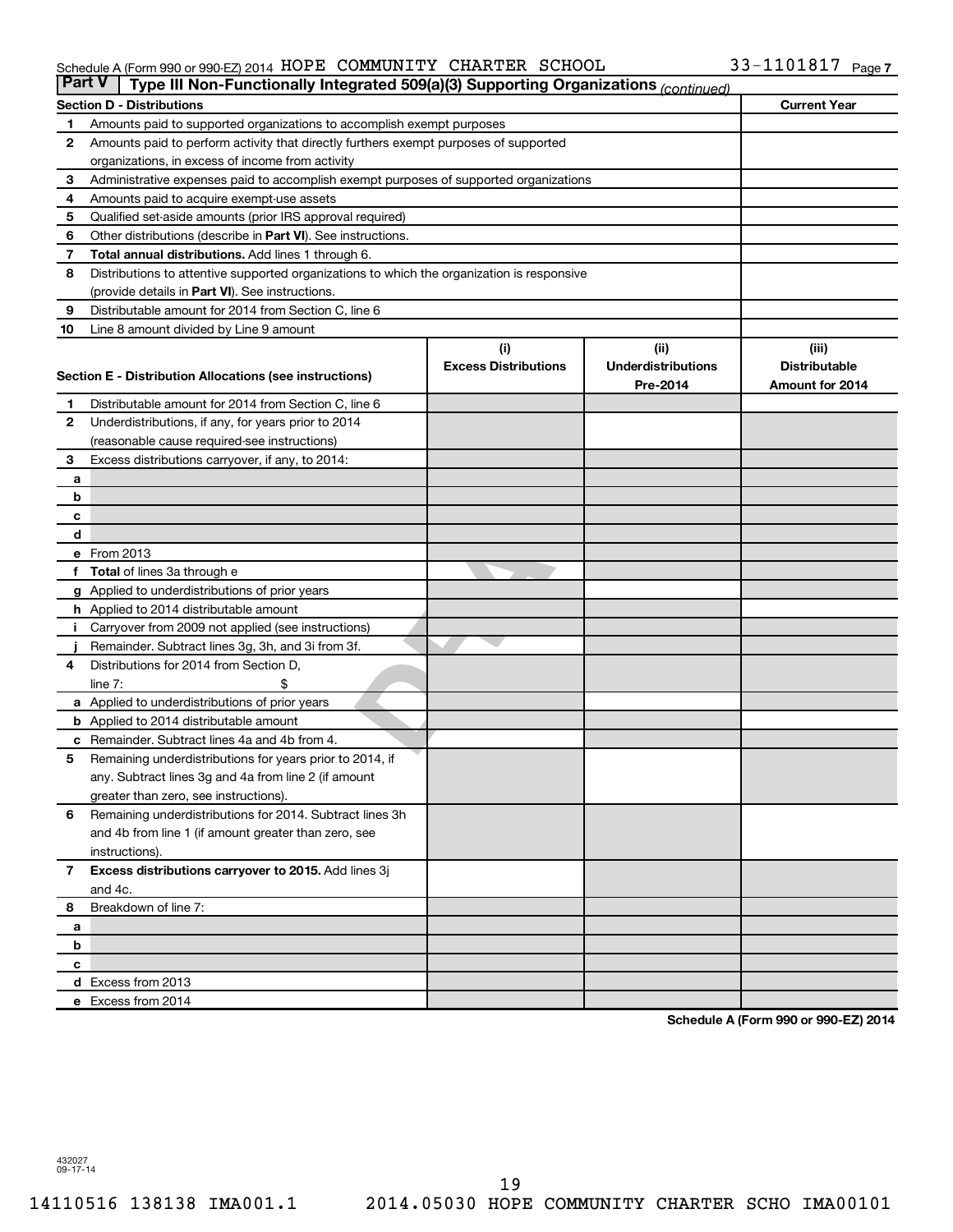Schedule A (Form 990 or 990-EZ) 2014 HOPE COMMUNITY CHARTER SCHOOL 33-1101817 Page 7

## Part V | Type III Non-Functionally Integrated 509(a)(3) Supporting Organizations *(continued)*

| Section D - Distributions | | Current Year |
|---|---|---|
| 1 | Amounts paid to supported organizations to accomplish exempt purposes | |
| 2 | Amounts paid to perform activity that directly furthers exempt purposes of supported organizations, in excess of income from activity | |
| 3 | Administrative expenses paid to accomplish exempt purposes of supported organizations | |
| 4 | Amounts paid to acquire exempt-use assets | |
| 5 | Qualified set-aside amounts (prior IRS approval required) | |
| 6 | Other distributions (describe in **Part VI**). See instructions. | |
| 7 | **Total annual distributions.** Add lines 1 through 6. | |
| 8 | Distributions to attentive supported organizations to which the organization is responsive (provide details in **Part VI**). See instructions. | |
| 9 | Distributable amount for 2014 from Section C, line 6 | |
| 10 | Line 8 amount divided by Line 9 amount | |

| Section E - Distribution Allocations (see instructions) | | (i) Excess Distributions | (ii) Underdistributions Pre-2014 | (iii) Distributable Amount for 2014 |
|---|---|---|---|---|
| 1 | Distributable amount for 2014 from Section C, line 6 | | | |
| 2 | Underdistributions, if any, for years prior to 2014 (reasonable cause required-see instructions) | | | |
| 3 | Excess distributions carryover, if any, to 2014: | | | |
| a | | | | |
| b | | | | |
| c | | | | |
| d | | | | |
| e | From 2013 | | | |
| f | **Total** of lines 3a through e | | | |
| g | Applied to underdistributions of prior years | | | |
| h | Applied to 2014 distributable amount | | | |
| i | Carryover from 2009 not applied (see instructions) | | | |
| j | Remainder. Subtract lines 3g, 3h, and 3i from 3f. | | | |
| 4 | Distributions for 2014 from Section D, line 7: $ | | | |
| a | Applied to underdistributions of prior years | | | |
| b | Applied to 2014 distributable amount | | | |
| c | Remainder. Subtract lines 4a and 4b from 4. | | | |
| 5 | Remaining underdistributions for years prior to 2014, if any. Subtract lines 3g and 4a from line 2 (if amount greater than zero, see instructions). | | | |
| 6 | Remaining underdistributions for 2014. Subtract lines 3h and 4b from line 1 (if amount greater than zero, see instructions). | | | |
| 7 | **Excess distributions carryover to 2015.** Add lines 3j and 4c. | | | |
| 8 | Breakdown of line 7: | | | |
| a | | | | |
| b | | | | |
| c | | | | |
| d | Excess from 2013 | | | |
| e | Excess from 2014 | | | |

**Schedule A (Form 990 or 990-EZ) 2014**

432027 09-17-14

14110516 138138 IMA001.1 2014.05030 HOPE COMMUNITY CHARTER SCHO IMA00101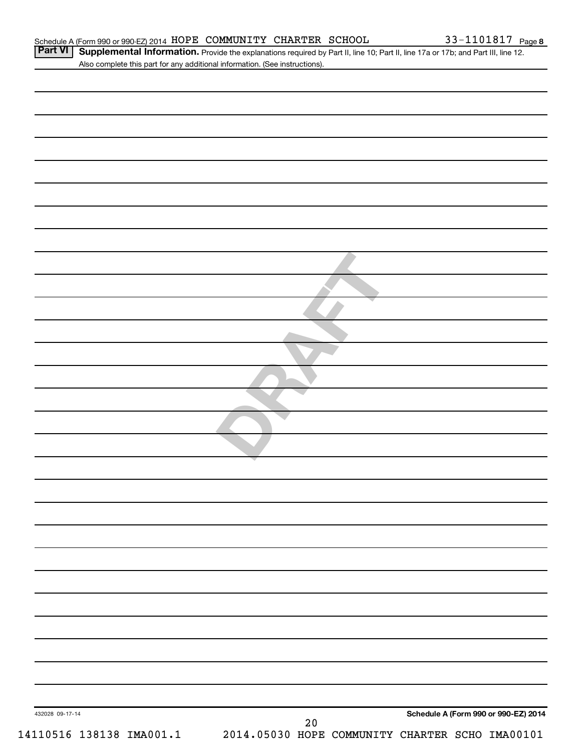Schedule A (Form 990 or 990-EZ) 2014 HOPE COMMUNITY CHARTER SCHOOL 33-1101817 Page 8

**Part VI** **Supplemental Information.** Provide the explanations required by Part II, line 10; Part II, line 17a or 17b; and Part III, line 12. Also complete this part for any additional information. (See instructions).

DRAFT

432028 09-17-14

**Schedule A (Form 990 or 990-EZ) 2014**

14110516 138138 IMA001.1 2014.05030 HOPE COMMUNITY CHARTER SCHO IMA00101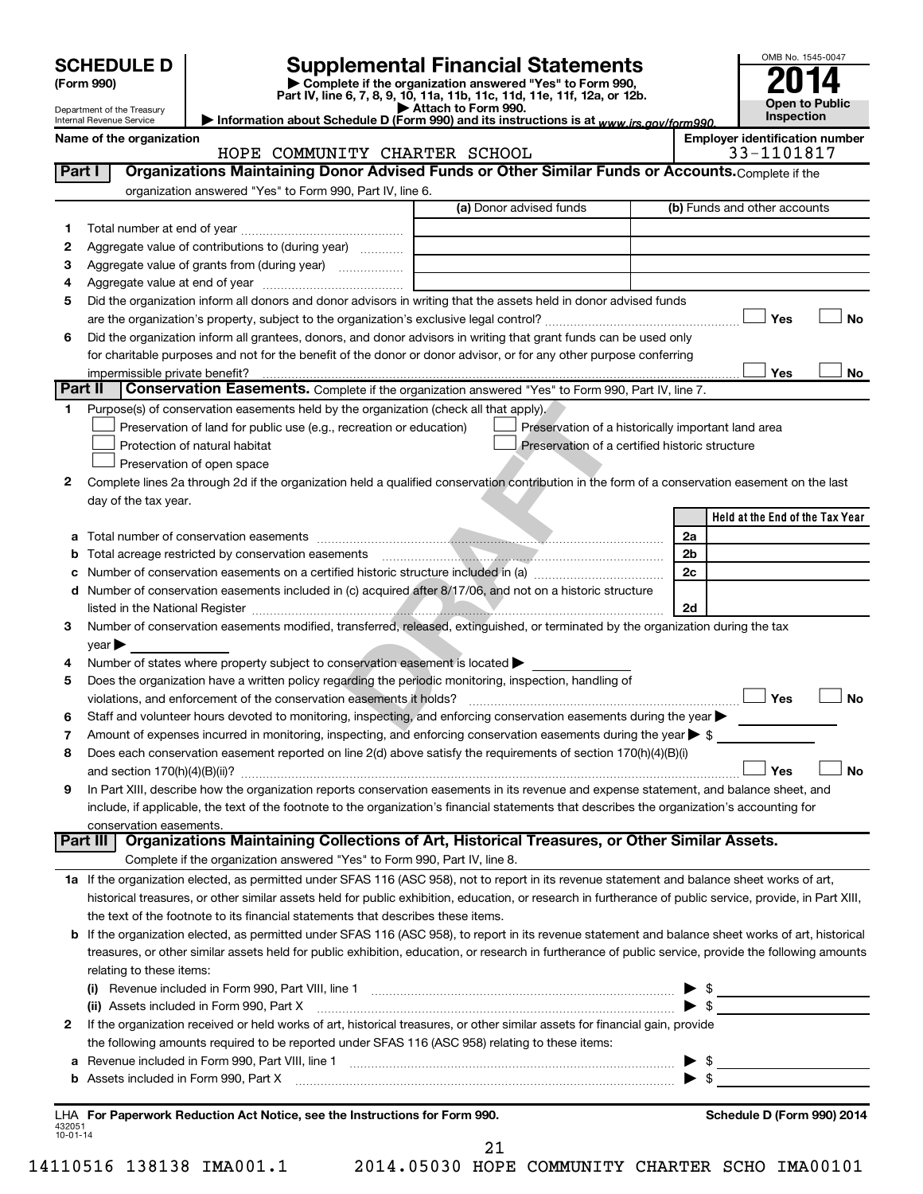**SCHEDULE D (Form 990)**

Department of the Treasury
Internal Revenue Service

# Supplemental Financial Statements

▶ Complete if the organization answered "Yes" to Form 990, Part IV, line 6, 7, 8, 9, 10, 11a, 11b, 11c, 11d, 11e, 11f, 12a, or 12b.
▶ Attach to Form 990.
▶ Information about Schedule D (Form 990) and its instructions is at www.irs.gov/form990.

OMB No. 1545-0047
**2014**
**Open to Public Inspection**

**Name of the organization:** HOPE COMMUNITY CHARTER SCHOOL
**Employer identification number:** 33-1101817

## Part I — Organizations Maintaining Donor Advised Funds or Other Similar Funds or Accounts.

Complete if the organization answered "Yes" to Form 990, Part IV, line 6.

| | | (a) Donor advised funds | (b) Funds and other accounts |
|---|---|---|---|
| 1 | Total number at end of year | | |
| 2 | Aggregate value of contributions to (during year) | | |
| 3 | Aggregate value of grants from (during year) | | |
| 4 | Aggregate value at end of year | | |

5 Did the organization inform all donors and donor advisors in writing that the assets held in donor advised funds are the organization's property, subject to the organization's exclusive legal control? ☐ Yes ☐ No

6 Did the organization inform all grantees, donors, and donor advisors in writing that grant funds can be used only for charitable purposes and not for the benefit of the donor or donor advisor, or for any other purpose conferring impermissible private benefit? ☐ Yes ☐ No

## Part II — Conservation Easements.

Complete if the organization answered "Yes" to Form 990, Part IV, line 7.

1 Purpose(s) of conservation easements held by the organization (check all that apply).

- ☐ Preservation of land for public use (e.g., recreation or education)
- ☐ Protection of natural habitat
- ☐ Preservation of open space
- ☐ Preservation of a historically important land area
- ☐ Preservation of a certified historic structure

2 Complete lines 2a through 2d if the organization held a qualified conservation contribution in the form of a conservation easement on the last day of the tax year.

| | | | Held at the End of the Tax Year |
|---|---|---|---|
| a | Total number of conservation easements | 2a | |
| b | Total acreage restricted by conservation easements | 2b | |
| c | Number of conservation easements on a certified historic structure included in (a) | 2c | |
| d | Number of conservation easements included in (c) acquired after 8/17/06, and not on a historic structure listed in the National Register | 2d | |

3 Number of conservation easements modified, transferred, released, extinguished, or terminated by the organization during the tax year ▶

4 Number of states where property subject to conservation easement is located ▶

5 Does the organization have a written policy regarding the periodic monitoring, inspection, handling of violations, and enforcement of the conservation easements it holds? ☐ Yes ☐ No

6 Staff and volunteer hours devoted to monitoring, inspecting, and enforcing conservation easements during the year ▶

7 Amount of expenses incurred in monitoring, inspecting, and enforcing conservation easements during the year ▶ $

8 Does each conservation easement reported on line 2(d) above satisfy the requirements of section 170(h)(4)(B)(i) and section 170(h)(4)(B)(ii)? ☐ Yes ☐ No

9 In Part XIII, describe how the organization reports conservation easements in its revenue and expense statement, and balance sheet, and include, if applicable, the text of the footnote to the organization's financial statements that describes the organization's accounting for conservation easements.

## Part III — Organizations Maintaining Collections of Art, Historical Treasures, or Other Similar Assets.

Complete if the organization answered "Yes" to Form 990, Part IV, line 8.

1a If the organization elected, as permitted under SFAS 116 (ASC 958), not to report in its revenue statement and balance sheet works of art, historical treasures, or other similar assets held for public exhibition, education, or research in furtherance of public service, provide, in Part XIII, the text of the footnote to its financial statements that describes these items.

b If the organization elected, as permitted under SFAS 116 (ASC 958), to report in its revenue statement and balance sheet works of art, historical treasures, or other similar assets held for public exhibition, education, or research in furtherance of public service, provide the following amounts relating to these items:

(i) Revenue included in Form 990, Part VIII, line 1 ▶ $

(ii) Assets included in Form 990, Part X ▶ $

2 If the organization received or held works of art, historical treasures, or other similar assets for financial gain, provide the following amounts required to be reported under SFAS 116 (ASC 958) relating to these items:

a Revenue included in Form 990, Part VIII, line 1 ▶ $

b Assets included in Form 990, Part X ▶ $

LHA For Paperwork Reduction Act Notice, see the Instructions for Form 990. Schedule D (Form 990) 2014

432051 10-01-14

14110516 138138 IMA001.1 2014.05030 HOPE COMMUNITY CHARTER SCHO IMA00101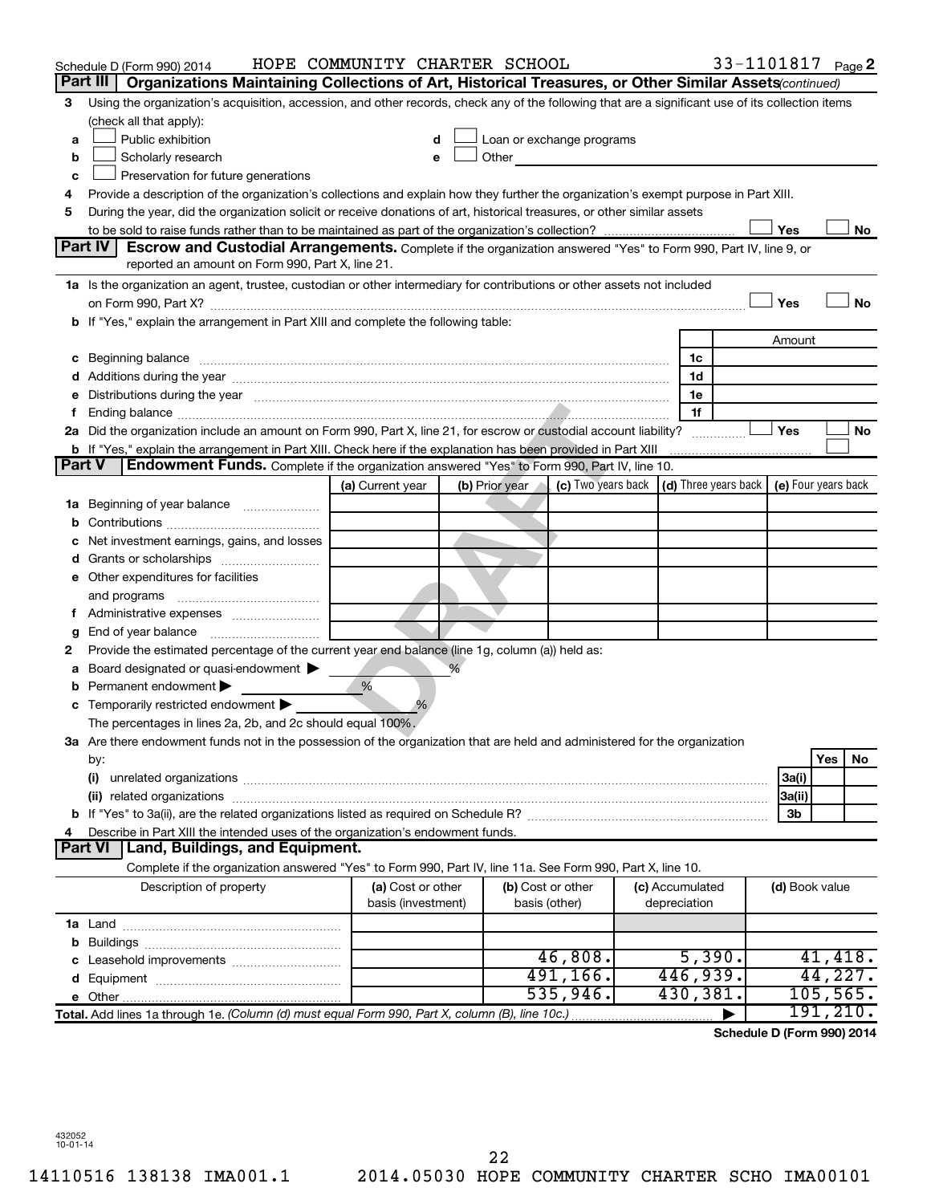Schedule D (Form 990) 2014 HOPE COMMUNITY CHARTER SCHOOL 33-1101817 Page 2

## Part III Organizations Maintaining Collections of Art, Historical Treasures, or Other Similar Assets *(continued)*

3 Using the organization's acquisition, accession, and other records, check any of the following that are a significant use of its collection items (check all that apply):

- a ☐ Public exhibition
- b ☐ Scholarly research
- c ☐ Preservation for future generations
- d ☐ Loan or exchange programs
- e ☐ Other

4 Provide a description of the organization's collections and explain how they further the organization's exempt purpose in Part XIII.

5 During the year, did the organization solicit or receive donations of art, historical treasures, or other similar assets to be sold to raise funds rather than to be maintained as part of the organization's collection? ☐ Yes ☐ No

## Part IV Escrow and Custodial Arrangements.

Complete if the organization answered "Yes" to Form 990, Part IV, line 9, or reported an amount on Form 990, Part X, line 21.

1a Is the organization an agent, trustee, custodian or other intermediary for contributions or other assets not included on Form 990, Part X? ☐ Yes ☐ No

b If "Yes," explain the arrangement in Part XIII and complete the following table:

| | | Amount |
|---|---|---|
| c Beginning balance | 1c | |
| d Additions during the year | 1d | |
| e Distributions during the year | 1e | |
| f Ending balance | 1f | |

2a Did the organization include an amount on Form 990, Part X, line 21, for escrow or custodial account liability? ☐ Yes ☐ No

b If "Yes," explain the arrangement in Part XIII. Check here if the explanation has been provided in Part XIII ☐

## Part V Endowment Funds.

Complete if the organization answered "Yes" to Form 990, Part IV, line 10.

| | (a) Current year | (b) Prior year | (c) Two years back | (d) Three years back | (e) Four years back |
|---|---|---|---|---|---|
| 1a Beginning of year balance | | | | | |
| b Contributions | | | | | |
| c Net investment earnings, gains, and losses | | | | | |
| d Grants or scholarships | | | | | |
| e Other expenditures for facilities and programs | | | | | |
| f Administrative expenses | | | | | |
| g End of year balance | | | | | |

2 Provide the estimated percentage of the current year end balance (line 1g, column (a)) held as:

- a Board designated or quasi-endowment ▶ %
- b Permanent endowment ▶ %
- c Temporarily restricted endowment ▶ %

The percentages in lines 2a, 2b, and 2c should equal 100%.

3a Are there endowment funds not in the possession of the organization that are held and administered for the organization by:

| | | Yes | No |
|---|---|---|---|
| (i) unrelated organizations | 3a(i) | | |
| (ii) related organizations | 3a(ii) | | |
| b If "Yes" to 3a(ii), are the related organizations listed as required on Schedule R? | 3b | | |

4 Describe in Part XIII the intended uses of the organization's endowment funds.

## Part VI Land, Buildings, and Equipment.

Complete if the organization answered "Yes" to Form 990, Part IV, line 11a. See Form 990, Part X, line 10.

| Description of property | (a) Cost or other basis (investment) | (b) Cost or other basis (other) | (c) Accumulated depreciation | (d) Book value |
|---|---|---|---|---|
| 1a Land | | | | |
| b Buildings | | | | |
| c Leasehold improvements | | 46,808. | 5,390. | 41,418. |
| d Equipment | | 491,166. | 446,939. | 44,227. |
| e Other | | 535,946. | 430,381. | 105,565. |
| **Total.** Add lines 1a through 1e. *(Column (d) must equal Form 990, Part X, column (B), line 10c.)* | | | ▶ | 191,210. |

**Schedule D (Form 990) 2014**

432052
10-01-14

14110516 138138 IMA001.1 2014.05030 HOPE COMMUNITY CHARTER SCHO IMA00101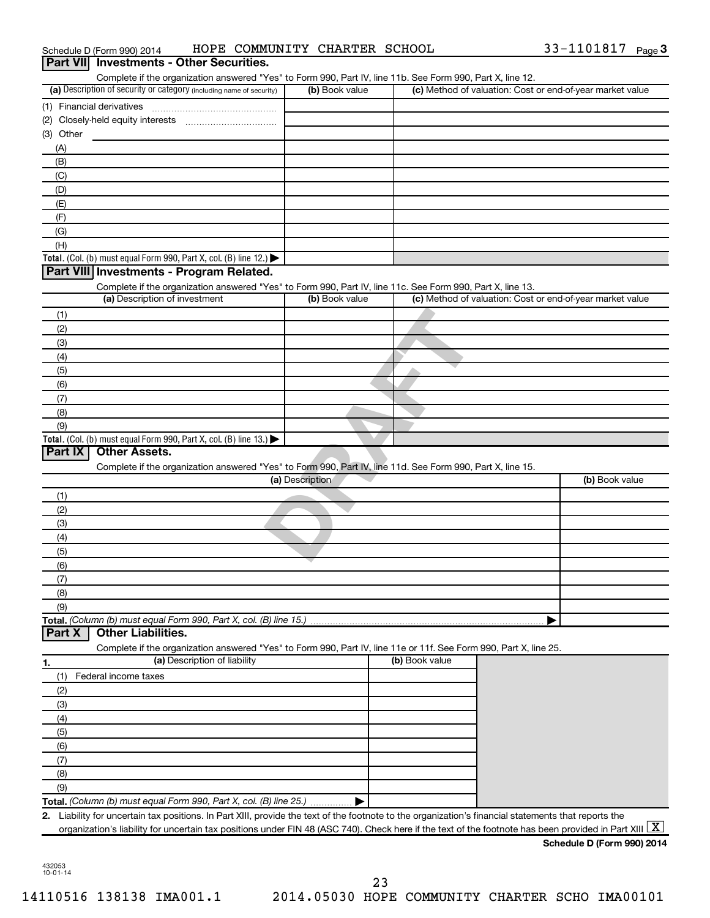Schedule D (Form 990) 2014 HOPE COMMUNITY CHARTER SCHOOL 33-1101817 Page 3

## Part VII Investments - Other Securities.

Complete if the organization answered "Yes" to Form 990, Part IV, line 11b. See Form 990, Part X, line 12.

| (a) Description of security or category (including name of security) | (b) Book value | (c) Method of valuation: Cost or end-of-year market value |
|---|---|---|
| (1) Financial derivatives | | |
| (2) Closely-held equity interests | | |
| (3) Other | | |
| (A) | | |
| (B) | | |
| (C) | | |
| (D) | | |
| (E) | | |
| (F) | | |
| (G) | | |
| (H) | | |
| **Total.** (Col. (b) must equal Form 990, Part X, col. (B) line 12.) ▶ | | |

## Part VIII Investments - Program Related.

Complete if the organization answered "Yes" to Form 990, Part IV, line 11c. See Form 990, Part X, line 13.

| (a) Description of investment | (b) Book value | (c) Method of valuation: Cost or end-of-year market value |
|---|---|---|
| (1) | | |
| (2) | | |
| (3) | | |
| (4) | | |
| (5) | | |
| (6) | | |
| (7) | | |
| (8) | | |
| (9) | | |
| **Total.** (Col. (b) must equal Form 990, Part X, col. (B) line 13.) ▶ | | |

## Part IX Other Assets.

Complete if the organization answered "Yes" to Form 990, Part IV, line 11d. See Form 990, Part X, line 15.

| (a) Description | (b) Book value |
|---|---|
| (1) | |
| (2) | |
| (3) | |
| (4) | |
| (5) | |
| (6) | |
| (7) | |
| (8) | |
| (9) | |
| **Total.** *(Column (b) must equal Form 990, Part X, col. (B) line 15.)* ▶ | |

## Part X Other Liabilities.

Complete if the organization answered "Yes" to Form 990, Part IV, line 11e or 11f. See Form 990, Part X, line 25.

| 1. (a) Description of liability | (b) Book value |
|---|---|
| (1) Federal income taxes | |
| (2) | |
| (3) | |
| (4) | |
| (5) | |
| (6) | |
| (7) | |
| (8) | |
| (9) | |
| **Total.** *(Column (b) must equal Form 990, Part X, col. (B) line 25.)* ▶ | |

2. Liability for uncertain tax positions. In Part XIII, provide the text of the footnote to the organization's financial statements that reports the organization's liability for uncertain tax positions under FIN 48 (ASC 740). Check here if the text of the footnote has been provided in Part XIII [X]

**Schedule D (Form 990) 2014**

432053 10-01-14

14110516 138138 IMA001.1 2014.05030 HOPE COMMUNITY CHARTER SCHO IMA00101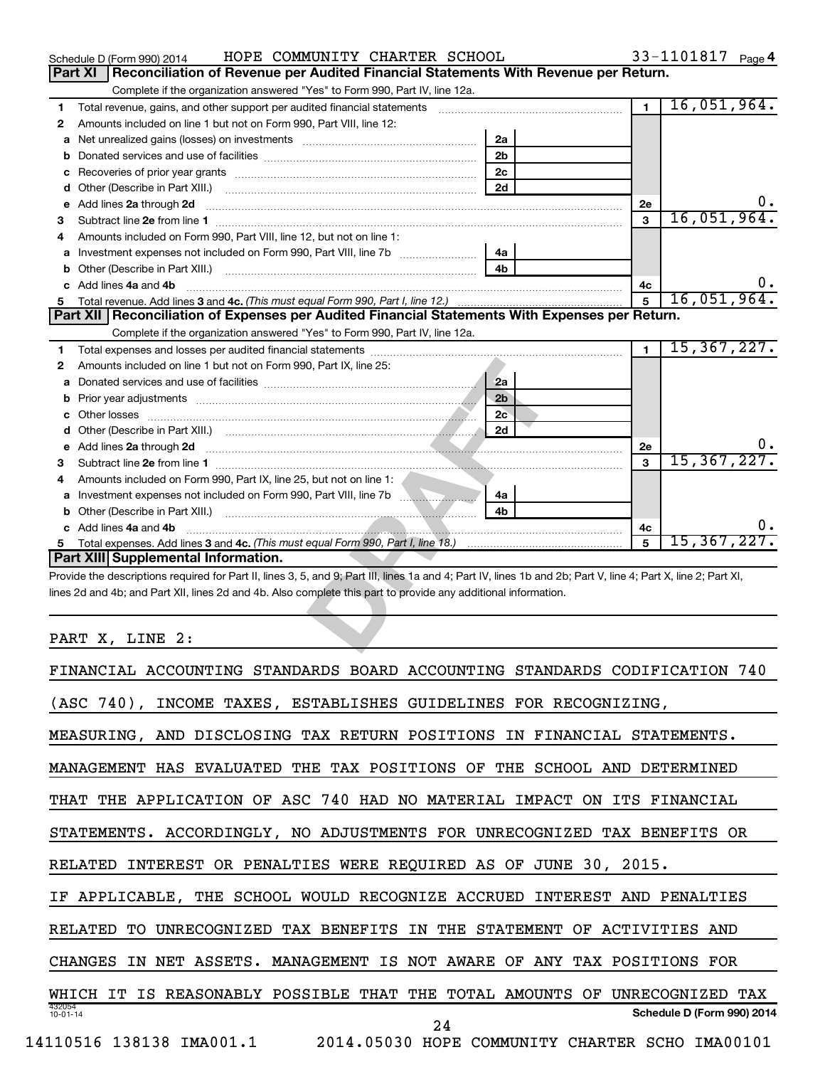Schedule D (Form 990) 2014 HOPE COMMUNITY CHARTER SCHOOL 33-1101817 Page 4

## Part XI Reconciliation of Revenue per Audited Financial Statements With Revenue per Return.

Complete if the organization answered "Yes" to Form 990, Part IV, line 12a.

| | | | | | |
|---|---|---|---|---|---|
| 1 | Total revenue, gains, and other support per audited financial statements | | | 1 | 16,051,964. |
| 2 | Amounts included on line 1 but not on Form 990, Part VIII, line 12: | | | | |
| a | Net unrealized gains (losses) on investments | 2a | | | |
| b | Donated services and use of facilities | 2b | | | |
| c | Recoveries of prior year grants | 2c | | | |
| d | Other (Describe in Part XIII.) | 2d | | | |
| e | Add lines 2a through 2d | | | 2e | 0. |
| 3 | Subtract line 2e from line 1 | | | 3 | 16,051,964. |
| 4 | Amounts included on Form 990, Part VIII, line 12, but not on line 1: | | | | |
| a | Investment expenses not included on Form 990, Part VIII, line 7b | 4a | | | |
| b | Other (Describe in Part XIII.) | 4b | | | |
| c | Add lines 4a and 4b | | | 4c | 0. |
| 5 | Total revenue. Add lines 3 and 4c. *(This must equal Form 990, Part I, line 12.)* | | | 5 | 16,051,964. |

## Part XII Reconciliation of Expenses per Audited Financial Statements With Expenses per Return.

Complete if the organization answered "Yes" to Form 990, Part IV, line 12a.

| | | | | | |
|---|---|---|---|---|---|
| 1 | Total expenses and losses per audited financial statements | | | 1 | 15,367,227. |
| 2 | Amounts included on line 1 but not on Form 990, Part IX, line 25: | | | | |
| a | Donated services and use of facilities | 2a | | | |
| b | Prior year adjustments | 2b | | | |
| c | Other losses | 2c | | | |
| d | Other (Describe in Part XIII.) | 2d | | | |
| e | Add lines 2a through 2d | | | 2e | 0. |
| 3 | Subtract line 2e from line 1 | | | 3 | 15,367,227. |
| 4 | Amounts included on Form 990, Part IX, line 25, but not on line 1: | | | | |
| a | Investment expenses not included on Form 990, Part VIII, line 7b | 4a | | | |
| b | Other (Describe in Part XIII.) | 4b | | | |
| c | Add lines 4a and 4b | | | 4c | 0. |
| 5 | Total expenses. Add lines 3 and 4c. *(This must equal Form 990, Part I, line 18.)* | | | 5 | 15,367,227. |

## Part XIII Supplemental Information.

Provide the descriptions required for Part II, lines 3, 5, and 9; Part III, lines 1a and 4; Part IV, lines 1b and 2b; Part V, line 4; Part X, line 2; Part XI, lines 2d and 4b; and Part XII, lines 2d and 4b. Also complete this part to provide any additional information.

PART X, LINE 2:

FINANCIAL ACCOUNTING STANDARDS BOARD ACCOUNTING STANDARDS CODIFICATION 740 (ASC 740), INCOME TAXES, ESTABLISHES GUIDELINES FOR RECOGNIZING, MEASURING, AND DISCLOSING TAX RETURN POSITIONS IN FINANCIAL STATEMENTS. MANAGEMENT HAS EVALUATED THE TAX POSITIONS OF THE SCHOOL AND DETERMINED THAT THE APPLICATION OF ASC 740 HAD NO MATERIAL IMPACT ON ITS FINANCIAL STATEMENTS. ACCORDINGLY, NO ADJUSTMENTS FOR UNRECOGNIZED TAX BENEFITS OR RELATED INTEREST OR PENALTIES WERE REQUIRED AS OF JUNE 30, 2015. IF APPLICABLE, THE SCHOOL WOULD RECOGNIZE ACCRUED INTEREST AND PENALTIES RELATED TO UNRECOGNIZED TAX BENEFITS IN THE STATEMENT OF ACTIVITIES AND CHANGES IN NET ASSETS. MANAGEMENT IS NOT AWARE OF ANY TAX POSITIONS FOR WHICH IT IS REASONABLY POSSIBLE THAT THE TOTAL AMOUNTS OF UNRECOGNIZED TAX

Schedule D (Form 990) 2014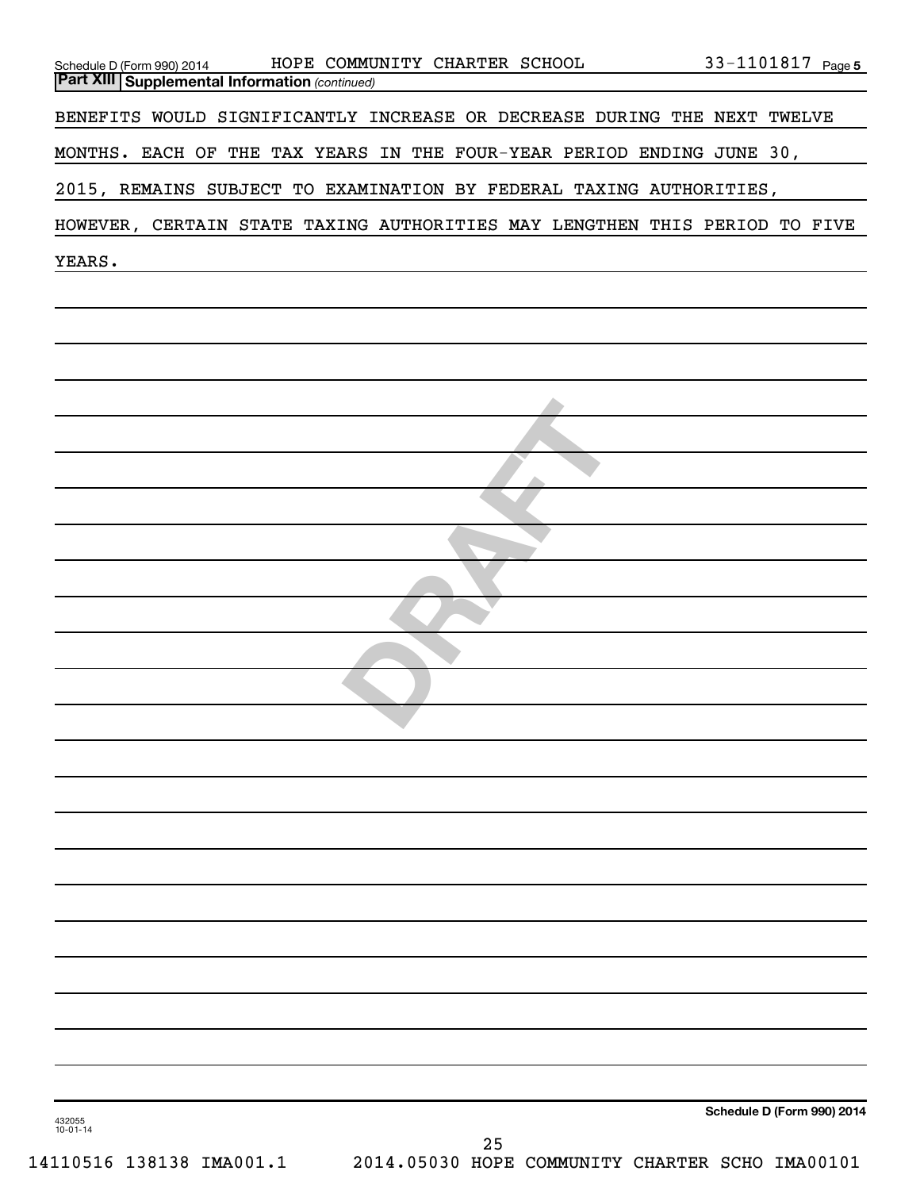## Part XIII Supplemental Information *(continued)*

BENEFITS WOULD SIGNIFICANTLY INCREASE OR DECREASE DURING THE NEXT TWELVE MONTHS. EACH OF THE TAX YEARS IN THE FOUR-YEAR PERIOD ENDING JUNE 30, 2015, REMAINS SUBJECT TO EXAMINATION BY FEDERAL TAXING AUTHORITIES, HOWEVER, CERTAIN STATE TAXING AUTHORITIES MAY LENGTHEN THIS PERIOD TO FIVE YEARS.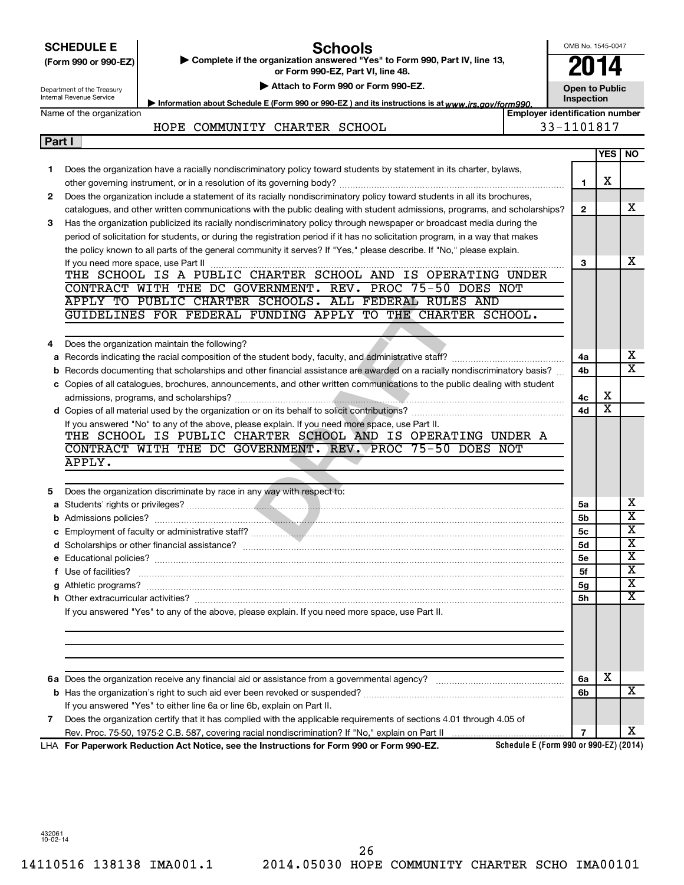**SCHEDULE E (Form 990 or 990-EZ)**

Department of the Treasury
Internal Revenue Service

# Schools

▶ Complete if the organization answered "Yes" to Form 990, Part IV, line 13, or Form 990-EZ, Part VI, line 48.

▶ Attach to Form 990 or Form 990-EZ.

▶ Information about Schedule E (Form 990 or 990-EZ) and its instructions is at www.irs.gov/form990.

OMB No. 1545-0047

**2014**

**Open to Public Inspection**

Name of the organization: HOPE COMMUNITY CHARTER SCHOOL

Employer identification number: 33-1101817

**Part I**

| | | | YES | NO |
|---|---|---|---|---|
| 1 | Does the organization have a racially nondiscriminatory policy toward students by statement in its charter, bylaws, other governing instrument, or in a resolution of its governing body? | 1 | X | |
| 2 | Does the organization include a statement of its racially nondiscriminatory policy toward students in all its brochures, catalogues, and other written communications with the public dealing with student admissions, programs, and scholarships? | 2 | | X |
| 3 | Has the organization publicized its racially nondiscriminatory policy through newspaper or broadcast media during the period of solicitation for students, or during the registration period if it has no solicitation program, in a way that makes the policy known to all parts of the general community it serves? If "Yes," please describe. If "No," please explain. If you need more space, use Part II | 3 | | X |

THE SCHOOL IS A PUBLIC CHARTER SCHOOL AND IS OPERATING UNDER CONTRACT WITH THE DC GOVERNMENT. REV. PROC 75-50 DOES NOT APPLY TO PUBLIC CHARTER SCHOOLS. ALL FEDERAL RULES AND GUIDELINES FOR FEDERAL FUNDING APPLY TO THE CHARTER SCHOOL.

| | | | YES | NO |
|---|---|---|---|---|
| 4 | Does the organization maintain the following? | | | |
| a | Records indicating the racial composition of the student body, faculty, and administrative staff? | 4a | | X |
| b | Records documenting that scholarships and other financial assistance are awarded on a racially nondiscriminatory basis? | 4b | | X |
| c | Copies of all catalogues, brochures, announcements, and other written communications to the public dealing with student admissions, programs, and scholarships? | 4c | X | |
| d | Copies of all material used by the organization or on its behalf to solicit contributions? | 4d | X | |

If you answered "No" to any of the above, please explain. If you need more space, use Part II.

THE SCHOOL IS PUBLIC CHARTER SCHOOL AND IS OPERATING UNDER A CONTRACT WITH THE DC GOVERNMENT. REV. PROC 75-50 DOES NOT APPLY.

| | | | YES | NO |
|---|---|---|---|---|
| 5 | Does the organization discriminate by race in any way with respect to: | | | |
| a | Students' rights or privileges? | 5a | | X |
| b | Admissions policies? | 5b | | X |
| c | Employment of faculty or administrative staff? | 5c | | X |
| d | Scholarships or other financial assistance? | 5d | | X |
| e | Educational policies? | 5e | | X |
| f | Use of facilities? | 5f | | X |
| g | Athletic programs? | 5g | | X |
| h | Other extracurricular activities? | 5h | | X |

If you answered "Yes" to any of the above, please explain. If you need more space, use Part II.

| | | | YES | NO |
|---|---|---|---|---|
| 6a | Does the organization receive any financial aid or assistance from a governmental agency? | 6a | X | |
| b | Has the organization's right to such aid ever been revoked or suspended? | 6b | | X |
| | If you answered "Yes" to either line 6a or line 6b, explain on Part II. | | | |
| 7 | Does the organization certify that it has complied with the applicable requirements of sections 4.01 through 4.05 of Rev. Proc. 75-50, 1975-2 C.B. 587, covering racial nondiscrimination? If "No," explain on Part II | 7 | | X |

LHA **For Paperwork Reduction Act Notice, see the Instructions for Form 990 or Form 990-EZ.** Schedule E (Form 990 or 990-EZ) (2014)

432061
10-02-14

14110516 138138 IMA001.1 2014.05030 HOPE COMMUNITY CHARTER SCHO IMA00101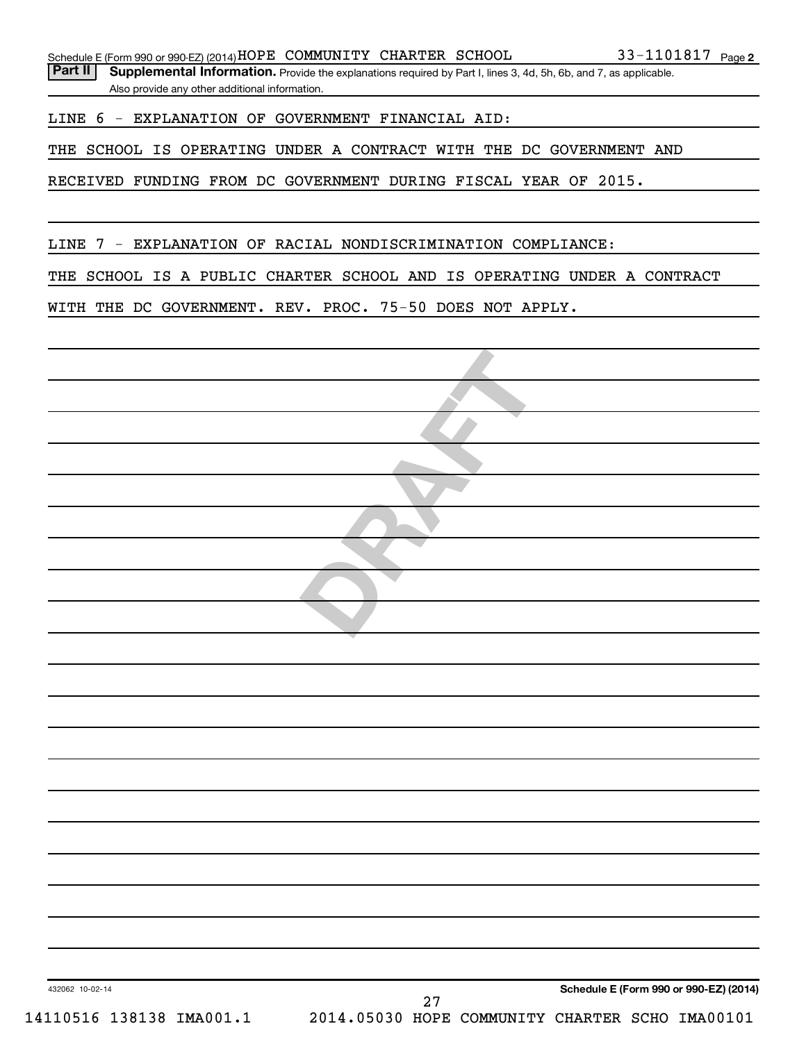Schedule E (Form 990 or 990-EZ) (2014) HOPE COMMUNITY CHARTER SCHOOL 33-1101817 Page **2**

**Part II** **Supplemental Information.** Provide the explanations required by Part I, lines 3, 4d, 5h, 6b, and 7, as applicable. Also provide any other additional information.

LINE 6 - EXPLANATION OF GOVERNMENT FINANCIAL AID:

THE SCHOOL IS OPERATING UNDER A CONTRACT WITH THE DC GOVERNMENT AND RECEIVED FUNDING FROM DC GOVERNMENT DURING FISCAL YEAR OF 2015.

LINE 7 - EXPLANATION OF RACIAL NONDISCRIMINATION COMPLIANCE:

THE SCHOOL IS A PUBLIC CHARTER SCHOOL AND IS OPERATING UNDER A CONTRACT WITH THE DC GOVERNMENT. REV. PROC. 75-50 DOES NOT APPLY.

DRAFT

432062 10-02-14

**Schedule E (Form 990 or 990-EZ) (2014)**

14110516 138138 IMA001.1 2014.05030 HOPE COMMUNITY CHARTER SCHO IMA00101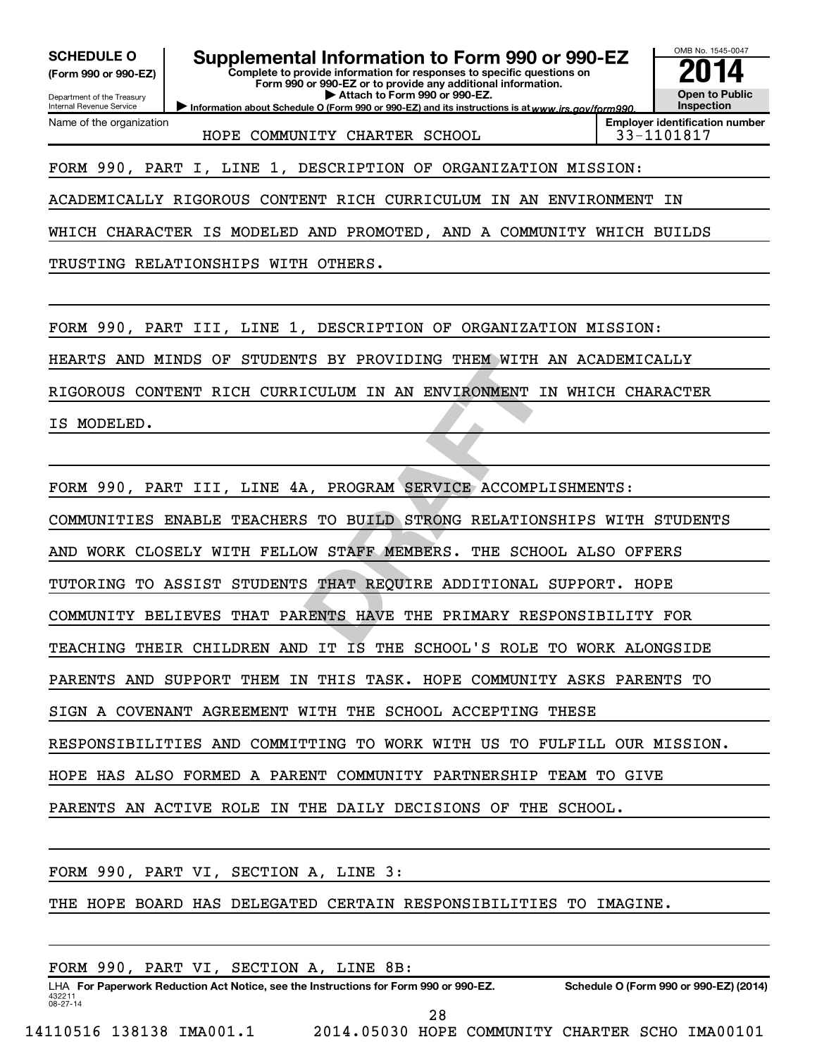**SCHEDULE O**
**(Form 990 or 990-EZ)**

Department of the Treasury
Internal Revenue Service

# Supplemental Information to Form 990 or 990-EZ

**Complete to provide information for responses to specific questions on Form 990 or 990-EZ or to provide any additional information.**
**▶ Attach to Form 990 or 990-EZ.**
**▶ Information about Schedule O (Form 990 or 990-EZ) and its instructions is at** *www.irs.gov/form990.*

OMB No. 1545-0047
**2014**
**Open to Public Inspection**

Name of the organization: HOPE COMMUNITY CHARTER SCHOOL
**Employer identification number**: 33-1101817

FORM 990, PART I, LINE 1, DESCRIPTION OF ORGANIZATION MISSION:
ACADEMICALLY RIGOROUS CONTENT RICH CURRICULUM IN AN ENVIRONMENT IN WHICH CHARACTER IS MODELED AND PROMOTED, AND A COMMUNITY WHICH BUILDS TRUSTING RELATIONSHIPS WITH OTHERS.

FORM 990, PART III, LINE 1, DESCRIPTION OF ORGANIZATION MISSION:
HEARTS AND MINDS OF STUDENTS BY PROVIDING THEM WITH AN ACADEMICALLY RIGOROUS CONTENT RICH CURRICULUM IN AN ENVIRONMENT IN WHICH CHARACTER IS MODELED.

FORM 990, PART III, LINE 4A, PROGRAM SERVICE ACCOMPLISHMENTS:
COMMUNITIES ENABLE TEACHERS TO BUILD STRONG RELATIONSHIPS WITH STUDENTS AND WORK CLOSELY WITH FELLOW STAFF MEMBERS. THE SCHOOL ALSO OFFERS TUTORING TO ASSIST STUDENTS THAT REQUIRE ADDITIONAL SUPPORT. HOPE COMMUNITY BELIEVES THAT PARENTS HAVE THE PRIMARY RESPONSIBILITY FOR TEACHING THEIR CHILDREN AND IT IS THE SCHOOL'S ROLE TO WORK ALONGSIDE PARENTS AND SUPPORT THEM IN THIS TASK. HOPE COMMUNITY ASKS PARENTS TO SIGN A COVENANT AGREEMENT WITH THE SCHOOL ACCEPTING THESE RESPONSIBILITIES AND COMMITTING TO WORK WITH US TO FULFILL OUR MISSION. HOPE HAS ALSO FORMED A PARENT COMMUNITY PARTNERSHIP TEAM TO GIVE PARENTS AN ACTIVE ROLE IN THE DAILY DECISIONS OF THE SCHOOL.

FORM 990, PART VI, SECTION A, LINE 3:
THE HOPE BOARD HAS DELEGATED CERTAIN RESPONSIBILITIES TO IMAGINE.

FORM 990, PART VI, SECTION A, LINE 8B:

LHA **For Paperwork Reduction Act Notice, see the Instructions for Form 990 or 990-EZ.** **Schedule O (Form 990 or 990-EZ) (2014)**
432211 08-27-14

14110516 138138 IMA001.1 2014.05030 HOPE COMMUNITY CHARTER SCHO IMA00101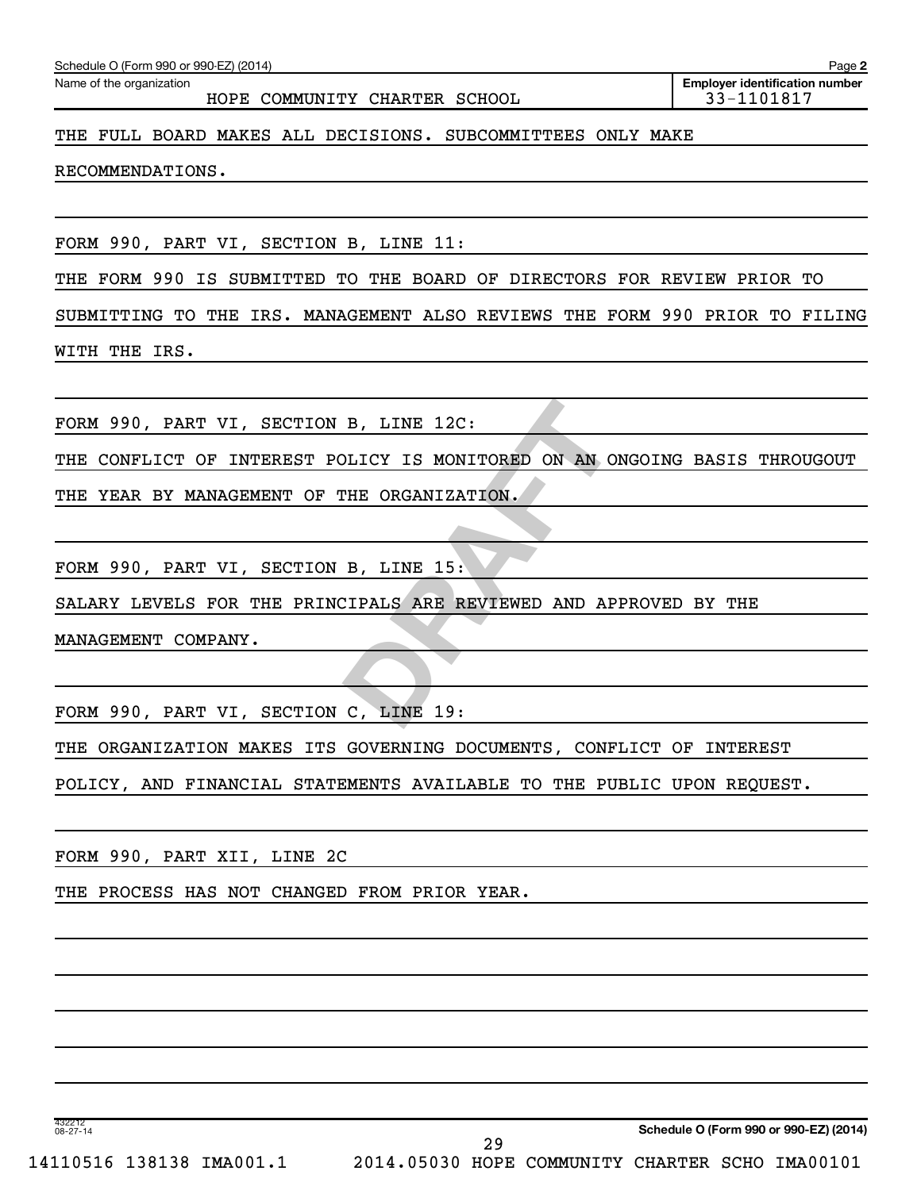Schedule O (Form 990 or 990-EZ) (2014)

Name of the organization: HOPE COMMUNITY CHARTER SCHOOL

Employer identification number: 33-1101817

THE FULL BOARD MAKES ALL DECISIONS. SUBCOMMITTEES ONLY MAKE RECOMMENDATIONS.

FORM 990, PART VI, SECTION B, LINE 11:

THE FORM 990 IS SUBMITTED TO THE BOARD OF DIRECTORS FOR REVIEW PRIOR TO SUBMITTING TO THE IRS. MANAGEMENT ALSO REVIEWS THE FORM 990 PRIOR TO FILING WITH THE IRS.

FORM 990, PART VI, SECTION B, LINE 12C:

THE CONFLICT OF INTEREST POLICY IS MONITORED ON AN ONGOING BASIS THROUGOUT THE YEAR BY MANAGEMENT OF THE ORGANIZATION.

FORM 990, PART VI, SECTION B, LINE 15:

SALARY LEVELS FOR THE PRINCIPALS ARE REVIEWED AND APPROVED BY THE MANAGEMENT COMPANY.

FORM 990, PART VI, SECTION C, LINE 19:

THE ORGANIZATION MAKES ITS GOVERNING DOCUMENTS, CONFLICT OF INTEREST POLICY, AND FINANCIAL STATEMENTS AVAILABLE TO THE PUBLIC UPON REQUEST.

FORM 990, PART XII, LINE 2C

THE PROCESS HAS NOT CHANGED FROM PRIOR YEAR.

DRAFT

432212 08-27-14

Schedule O (Form 990 or 990-EZ) (2014)

14110516 138138 IMA001.1 2014.05030 HOPE COMMUNITY CHARTER SCHO IMA00101